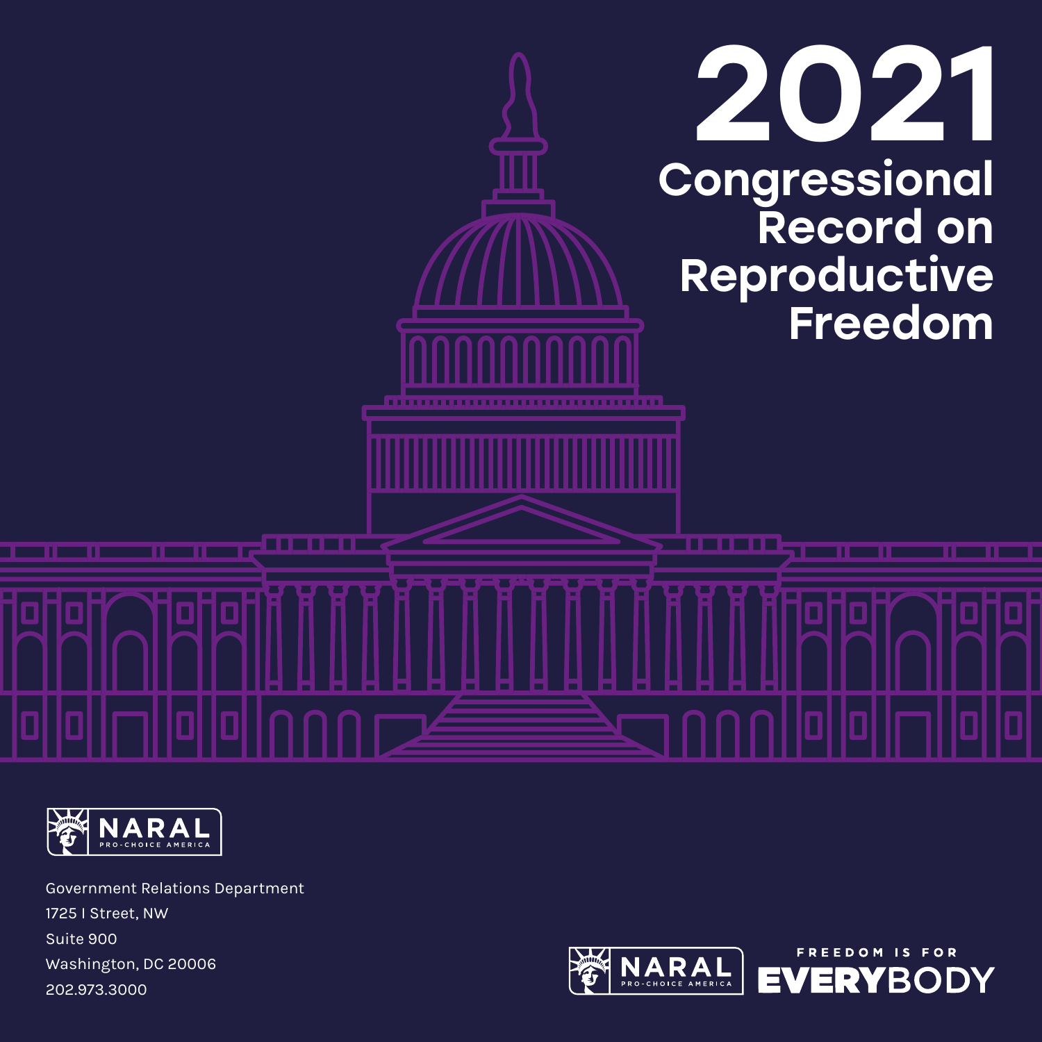# 2021 Congressional Record on Reproductive Freedom

NARAL PRO-CHOICE AMERICA

Government Relations Department
1725 I Street, NW
Suite 900
Washington, DC 20006
202.973.3000

NARAL PRO-CHOICE AMERICA

FREEDOM IS FOR EVERYBODY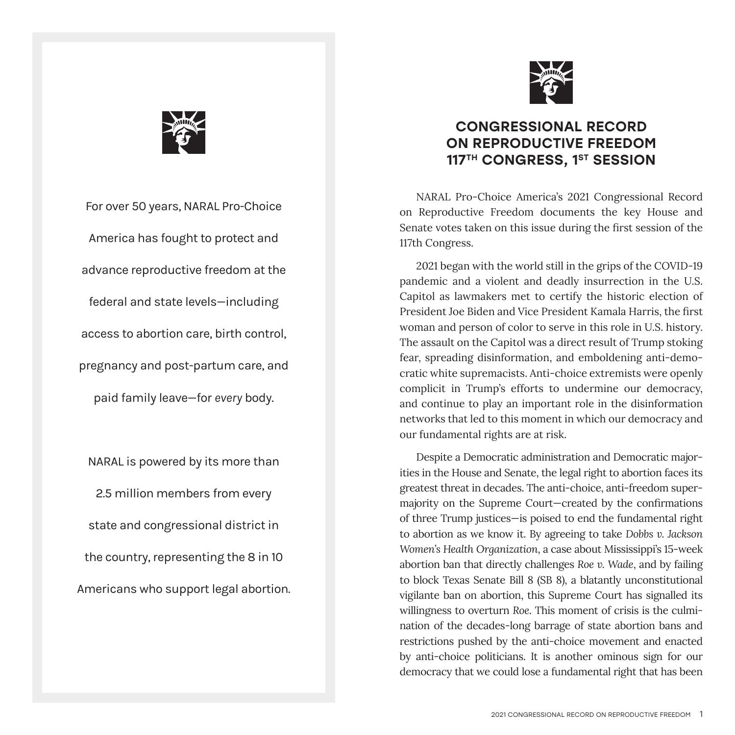For over 50 years, NARAL Pro-Choice America has fought to protect and advance reproductive freedom at the federal and state levels—including access to abortion care, birth control, pregnancy and post-partum care, and paid family leave—for *every* body.

NARAL is powered by its more than 2.5 million members from every state and congressional district in the country, representing the 8 in 10 Americans who support legal abortion.

# CONGRESSIONAL RECORD ON REPRODUCTIVE FREEDOM 117TH CONGRESS, 1ST SESSION

NARAL Pro-Choice America's 2021 Congressional Record on Reproductive Freedom documents the key House and Senate votes taken on this issue during the first session of the 117th Congress.

2021 began with the world still in the grips of the COVID-19 pandemic and a violent and deadly insurrection in the U.S. Capitol as lawmakers met to certify the historic election of President Joe Biden and Vice President Kamala Harris, the first woman and person of color to serve in this role in U.S. history. The assault on the Capitol was a direct result of Trump stoking fear, spreading disinformation, and emboldening anti-democratic white supremacists. Anti-choice extremists were openly complicit in Trump's efforts to undermine our democracy, and continue to play an important role in the disinformation networks that led to this moment in which our democracy and our fundamental rights are at risk.

Despite a Democratic administration and Democratic majorities in the House and Senate, the legal right to abortion faces its greatest threat in decades. The anti-choice, anti-freedom supermajority on the Supreme Court—created by the confirmations of three Trump justices—is poised to end the fundamental right to abortion as we know it. By agreeing to take *Dobbs v. Jackson Women's Health Organization*, a case about Mississippi's 15-week abortion ban that directly challenges *Roe v. Wade*, and by failing to block Texas Senate Bill 8 (SB 8), a blatantly unconstitutional vigilante ban on abortion, this Supreme Court has signalled its willingness to overturn *Roe*. This moment of crisis is the culmination of the decades-long barrage of state abortion bans and restrictions pushed by the anti-choice movement and enacted by anti-choice politicians. It is another ominous sign for our democracy that we could lose a fundamental right that has been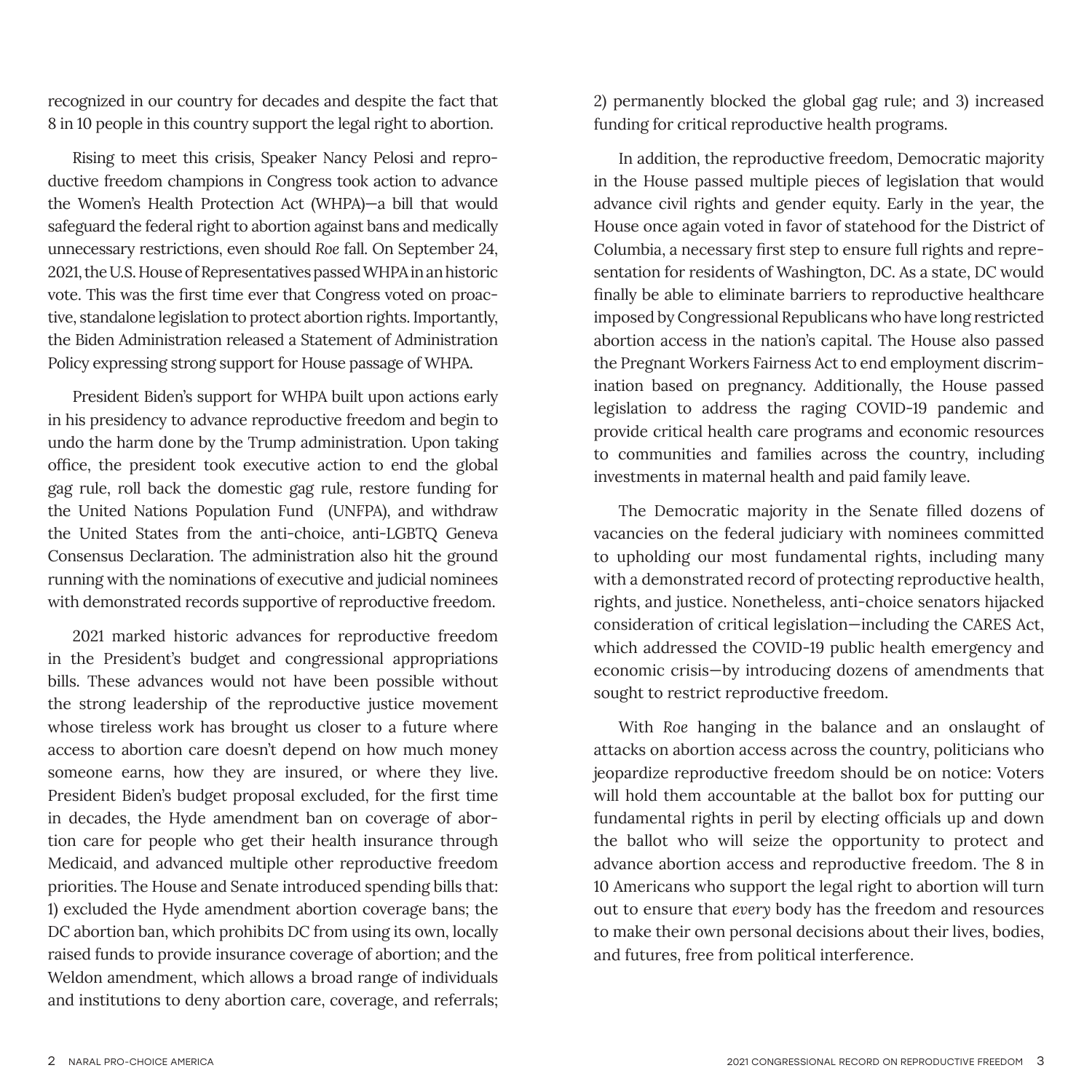recognized in our country for decades and despite the fact that 8 in 10 people in this country support the legal right to abortion.

Rising to meet this crisis, Speaker Nancy Pelosi and reproductive freedom champions in Congress took action to advance the Women's Health Protection Act (WHPA)—a bill that would safeguard the federal right to abortion against bans and medically unnecessary restrictions, even should *Roe* fall. On September 24, 2021, the U.S. House of Representatives passed WHPA in an historic vote. This was the first time ever that Congress voted on proactive, standalone legislation to protect abortion rights. Importantly, the Biden Administration released a Statement of Administration Policy expressing strong support for House passage of WHPA.

President Biden's support for WHPA built upon actions early in his presidency to advance reproductive freedom and begin to undo the harm done by the Trump administration. Upon taking office, the president took executive action to end the global gag rule, roll back the domestic gag rule, restore funding for the United Nations Population Fund (UNFPA), and withdraw the United States from the anti-choice, anti-LGBTQ Geneva Consensus Declaration. The administration also hit the ground running with the nominations of executive and judicial nominees with demonstrated records supportive of reproductive freedom.

2021 marked historic advances for reproductive freedom in the President's budget and congressional appropriations bills. These advances would not have been possible without the strong leadership of the reproductive justice movement whose tireless work has brought us closer to a future where access to abortion care doesn't depend on how much money someone earns, how they are insured, or where they live. President Biden's budget proposal excluded, for the first time in decades, the Hyde amendment ban on coverage of abortion care for people who get their health insurance through Medicaid, and advanced multiple other reproductive freedom priorities. The House and Senate introduced spending bills that: 1) excluded the Hyde amendment abortion coverage bans; the DC abortion ban, which prohibits DC from using its own, locally raised funds to provide insurance coverage of abortion; and the Weldon amendment, which allows a broad range of individuals and institutions to deny abortion care, coverage, and referrals; 2) permanently blocked the global gag rule; and 3) increased funding for critical reproductive health programs.

In addition, the reproductive freedom, Democratic majority in the House passed multiple pieces of legislation that would advance civil rights and gender equity. Early in the year, the House once again voted in favor of statehood for the District of Columbia, a necessary first step to ensure full rights and representation for residents of Washington, DC. As a state, DC would finally be able to eliminate barriers to reproductive healthcare imposed by Congressional Republicans who have long restricted abortion access in the nation's capital. The House also passed the Pregnant Workers Fairness Act to end employment discrimination based on pregnancy. Additionally, the House passed legislation to address the raging COVID-19 pandemic and provide critical health care programs and economic resources to communities and families across the country, including investments in maternal health and paid family leave.

The Democratic majority in the Senate filled dozens of vacancies on the federal judiciary with nominees committed to upholding our most fundamental rights, including many with a demonstrated record of protecting reproductive health, rights, and justice. Nonetheless, anti-choice senators hijacked consideration of critical legislation—including the CARES Act, which addressed the COVID-19 public health emergency and economic crisis—by introducing dozens of amendments that sought to restrict reproductive freedom.

With *Roe* hanging in the balance and an onslaught of attacks on abortion access across the country, politicians who jeopardize reproductive freedom should be on notice: Voters will hold them accountable at the ballot box for putting our fundamental rights in peril by electing officials up and down the ballot who will seize the opportunity to protect and advance abortion access and reproductive freedom. The 8 in 10 Americans who support the legal right to abortion will turn out to ensure that *every* body has the freedom and resources to make their own personal decisions about their lives, bodies, and futures, free from political interference.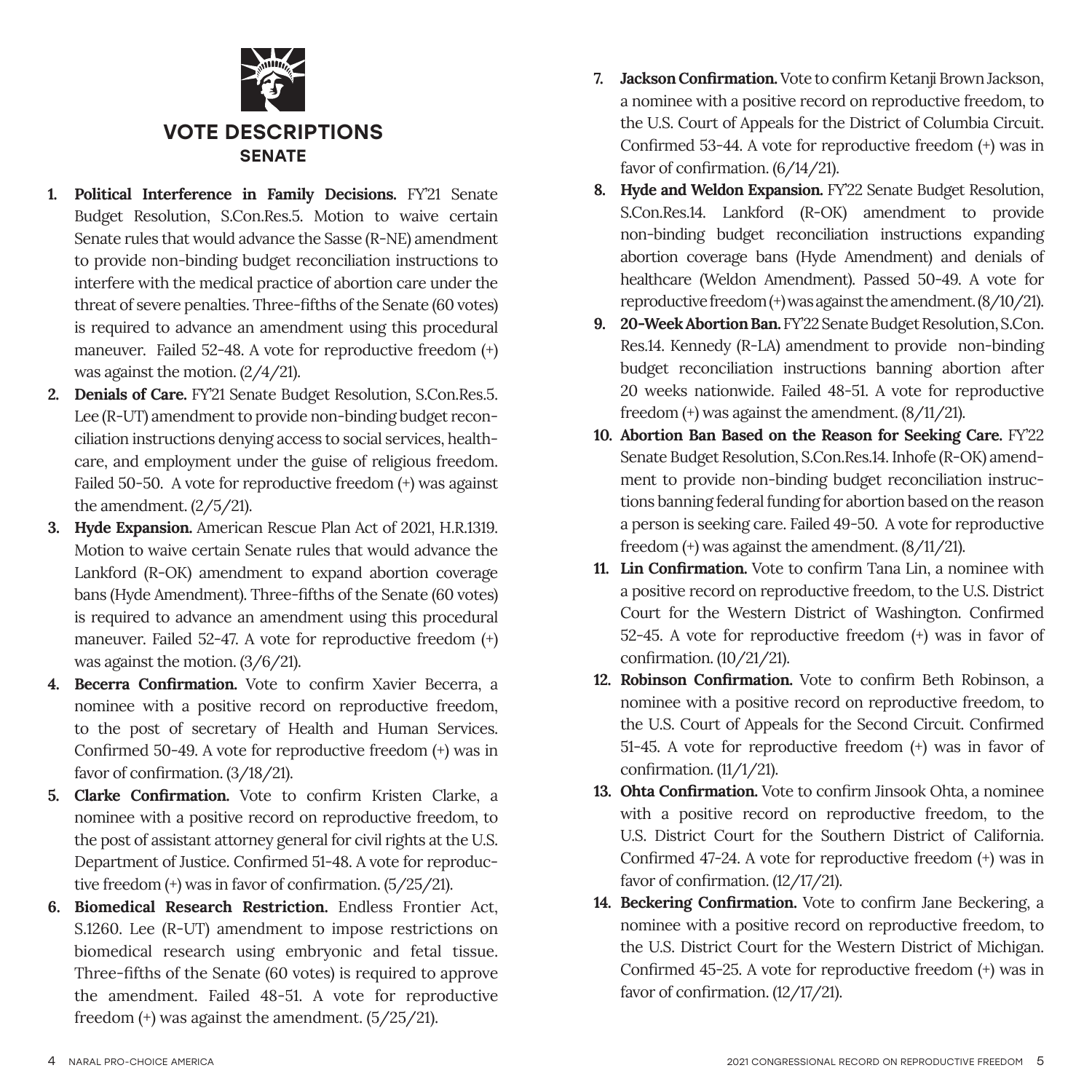## VOTE DESCRIPTIONS

### SENATE

1. **Political Interference in Family Decisions.** FY'21 Senate Budget Resolution, S.Con.Res.5. Motion to waive certain Senate rules that would advance the Sasse (R-NE) amendment to provide non-binding budget reconciliation instructions to interfere with the medical practice of abortion care under the threat of severe penalties. Three-fifths of the Senate (60 votes) is required to advance an amendment using this procedural maneuver. Failed 52-48. A vote for reproductive freedom (+) was against the motion. (2/4/21).
2. **Denials of Care.** FY'21 Senate Budget Resolution, S.Con.Res.5. Lee (R-UT) amendment to provide non-binding budget reconciliation instructions denying access to social services, healthcare, and employment under the guise of religious freedom. Failed 50-50. A vote for reproductive freedom (+) was against the amendment. (2/5/21).
3. **Hyde Expansion.** American Rescue Plan Act of 2021, H.R.1319. Motion to waive certain Senate rules that would advance the Lankford (R-OK) amendment to expand abortion coverage bans (Hyde Amendment). Three-fifths of the Senate (60 votes) is required to advance an amendment using this procedural maneuver. Failed 52-47. A vote for reproductive freedom (+) was against the motion. (3/6/21).
4. **Becerra Confirmation.** Vote to confirm Xavier Becerra, a nominee with a positive record on reproductive freedom, to the post of secretary of Health and Human Services. Confirmed 50-49. A vote for reproductive freedom (+) was in favor of confirmation. (3/18/21).
5. **Clarke Confirmation.** Vote to confirm Kristen Clarke, a nominee with a positive record on reproductive freedom, to the post of assistant attorney general for civil rights at the U.S. Department of Justice. Confirmed 51-48. A vote for reproductive freedom (+) was in favor of confirmation. (5/25/21).
6. **Biomedical Research Restriction.** Endless Frontier Act, S.1260. Lee (R-UT) amendment to impose restrictions on biomedical research using embryonic and fetal tissue. Three-fifths of the Senate (60 votes) is required to approve the amendment. Failed 48-51. A vote for reproductive freedom (+) was against the amendment. (5/25/21).
7. **Jackson Confirmation.** Vote to confirm Ketanji Brown Jackson, a nominee with a positive record on reproductive freedom, to the U.S. Court of Appeals for the District of Columbia Circuit. Confirmed 53-44. A vote for reproductive freedom (+) was in favor of confirmation. (6/14/21).
8. **Hyde and Weldon Expansion.** FY'22 Senate Budget Resolution, S.Con.Res.14. Lankford (R-OK) amendment to provide non-binding budget reconciliation instructions expanding abortion coverage bans (Hyde Amendment) and denials of healthcare (Weldon Amendment). Passed 50-49. A vote for reproductive freedom (+) was against the amendment. (8/10/21).
9. **20-Week Abortion Ban.** FY'22 Senate Budget Resolution, S.Con.Res.14. Kennedy (R-LA) amendment to provide non-binding budget reconciliation instructions banning abortion after 20 weeks nationwide. Failed 48-51. A vote for reproductive freedom (+) was against the amendment. (8/11/21).
10. **Abortion Ban Based on the Reason for Seeking Care.** FY'22 Senate Budget Resolution, S.Con.Res.14. Inhofe (R-OK) amendment to provide non-binding budget reconciliation instructions banning federal funding for abortion based on the reason a person is seeking care. Failed 49-50. A vote for reproductive freedom (+) was against the amendment. (8/11/21).
11. **Lin Confirmation.** Vote to confirm Tana Lin, a nominee with a positive record on reproductive freedom, to the U.S. District Court for the Western District of Washington. Confirmed 52-45. A vote for reproductive freedom (+) was in favor of confirmation. (10/21/21).
12. **Robinson Confirmation.** Vote to confirm Beth Robinson, a nominee with a positive record on reproductive freedom, to the U.S. Court of Appeals for the Second Circuit. Confirmed 51-45. A vote for reproductive freedom (+) was in favor of confirmation. (11/1/21).
13. **Ohta Confirmation.** Vote to confirm Jinsook Ohta, a nominee with a positive record on reproductive freedom, to the U.S. District Court for the Southern District of California. Confirmed 47-24. A vote for reproductive freedom (+) was in favor of confirmation. (12/17/21).
14. **Beckering Confirmation.** Vote to confirm Jane Beckering, a nominee with a positive record on reproductive freedom, to the U.S. District Court for the Western District of Michigan. Confirmed 45-25. A vote for reproductive freedom (+) was in favor of confirmation. (12/17/21).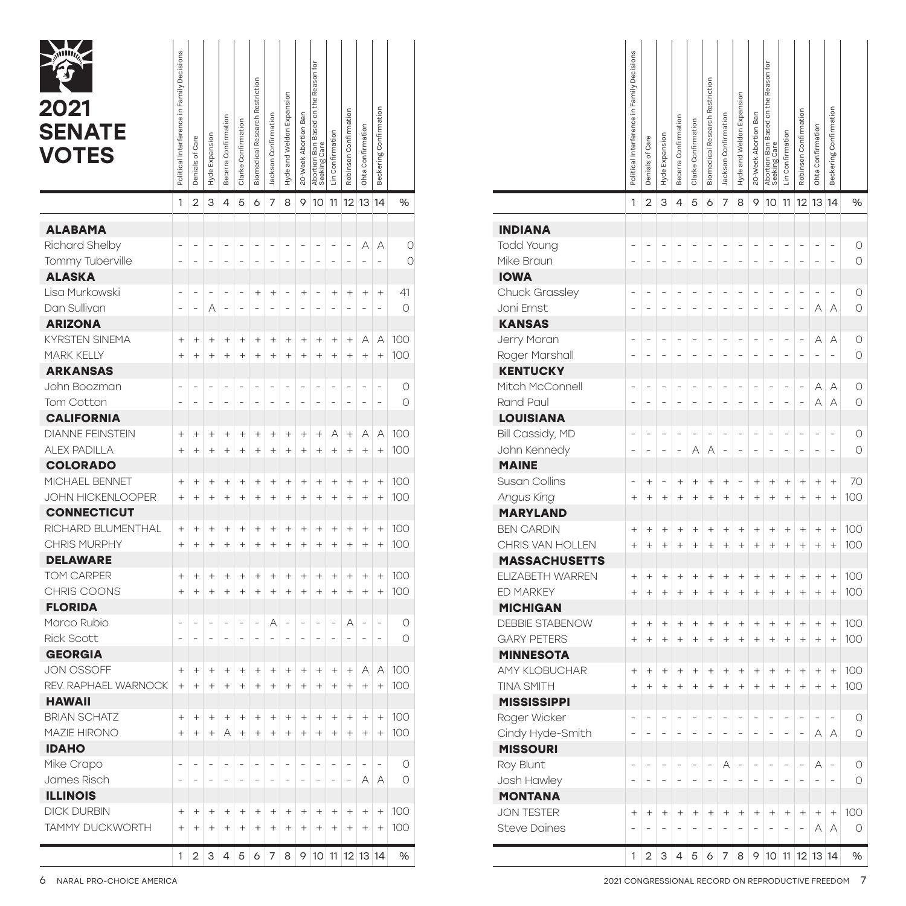# 2021 SENATE VOTES

| | Political Interference in Family Decisions | Denials of Care | Hyde Expansion | Becerra Confirmation | Clarke Confirmation | Biomedical Research Restriction | Jackson Confirmation | Hyde and Weldon Expansion | 20-Week Abortion Ban | Abortion Ban Based on the Reason for Seeking Care | Lin Confirmation | Robinson Confirmation | Ohta Confirmation | Beckering Confirmation | |
|---|---|---|---|---|---|---|---|---|---|---|---|---|---|---|---|
| | 1 | 2 | 3 | 4 | 5 | 6 | 7 | 8 | 9 | 10 | 11 | 12 | 13 | 14 | % |
| **ALABAMA** | | | | | | | | | | | | | | | |
| Richard Shelby | – | – | – | – | – | – | – | – | – | – | – | – | A | A | 0 |
| Tommy Tuberville | – | – | – | – | – | – | – | – | – | – | – | – | – | – | 0 |
| **ALASKA** | | | | | | | | | | | | | | | |
| Lisa Murkowski | – | – | – | – | – | + | + | – | + | – | + | + | + | + | 41 |
| Dan Sullivan | – | – | A | – | – | – | – | – | – | – | – | – | – | – | 0 |
| **ARIZONA** | | | | | | | | | | | | | | | |
| KYRSTEN SINEMA | + | + | + | + | + | + | + | + | + | + | + | + | A | A | 100 |
| MARK KELLY | + | + | + | + | + | + | + | + | + | + | + | + | + | + | 100 |
| **ARKANSAS** | | | | | | | | | | | | | | | |
| John Boozman | – | – | – | – | – | – | – | – | – | – | – | – | – | – | 0 |
| Tom Cotton | – | – | – | – | – | – | – | – | – | – | – | – | – | – | 0 |
| **CALIFORNIA** | | | | | | | | | | | | | | | |
| DIANNE FEINSTEIN | + | + | + | + | + | + | + | + | + | + | A | + | A | A | 100 |
| ALEX PADILLA | + | + | + | + | + | + | + | + | + | + | + | + | + | + | 100 |
| **COLORADO** | | | | | | | | | | | | | | | |
| MICHAEL BENNET | + | + | + | + | + | + | + | + | + | + | + | + | + | + | 100 |
| JOHN HICKENLOOPER | + | + | + | + | + | + | + | + | + | + | + | + | + | + | 100 |
| **CONNECTICUT** | | | | | | | | | | | | | | | |
| RICHARD BLUMENTHAL | + | + | + | + | + | + | + | + | + | + | + | + | + | + | 100 |
| CHRIS MURPHY | + | + | + | + | + | + | + | + | + | + | + | + | + | + | 100 |
| **DELAWARE** | | | | | | | | | | | | | | | |
| TOM CARPER | + | + | + | + | + | + | + | + | + | + | + | + | + | + | 100 |
| CHRIS COONS | + | + | + | + | + | + | + | + | + | + | + | + | + | + | 100 |
| **FLORIDA** | | | | | | | | | | | | | | | |
| Marco Rubio | – | – | – | – | – | – | A | – | – | – | – | A | – | – | 0 |
| Rick Scott | – | – | – | – | – | – | – | – | – | – | – | – | – | – | 0 |
| **GEORGIA** | | | | | | | | | | | | | | | |
| JON OSSOFF | + | + | + | + | + | + | + | + | + | + | + | + | A | A | 100 |
| REV. RAPHAEL WARNOCK | + | + | + | + | + | + | + | + | + | + | + | + | + | + | 100 |
| **HAWAII** | | | | | | | | | | | | | | | |
| BRIAN SCHATZ | + | + | + | + | + | + | + | + | + | + | + | + | + | + | 100 |
| MAZIE HIRONO | + | + | + | A | + | + | + | + | + | + | + | + | + | + | 100 |
| **IDAHO** | | | | | | | | | | | | | | | |
| Mike Crapo | – | – | – | – | – | – | – | – | – | – | – | – | – | – | 0 |
| James Risch | – | – | – | – | – | – | – | – | – | – | – | – | A | A | 0 |
| **ILLINOIS** | | | | | | | | | | | | | | | |
| DICK DURBIN | + | + | + | + | + | + | + | + | + | + | + | + | + | + | 100 |
| TAMMY DUCKWORTH | + | + | + | + | + | + | + | + | + | + | + | + | + | + | 100 |
| **INDIANA** | | | | | | | | | | | | | | | |
| Todd Young | – | – | – | – | – | – | – | – | – | – | – | – | – | – | 0 |
| Mike Braun | – | – | – | – | – | – | – | – | – | – | – | – | – | – | 0 |
| **IOWA** | | | | | | | | | | | | | | | |
| Chuck Grassley | – | – | – | – | – | – | – | – | – | – | – | – | – | – | 0 |
| Joni Ernst | – | – | – | – | – | – | – | – | – | – | – | – | A | A | 0 |
| **KANSAS** | | | | | | | | | | | | | | | |
| Jerry Moran | – | – | – | – | – | – | – | – | – | – | – | – | A | A | 0 |
| Roger Marshall | – | – | – | – | – | – | – | – | – | – | – | – | – | – | 0 |
| **KENTUCKY** | | | | | | | | | | | | | | | |
| Mitch McConnell | – | – | – | – | – | – | – | – | – | – | – | – | A | A | 0 |
| Rand Paul | – | – | – | – | – | – | – | – | – | – | – | – | A | A | 0 |
| **LOUISIANA** | | | | | | | | | | | | | | | |
| Bill Cassidy, MD | – | – | – | – | – | – | – | – | – | – | – | – | – | – | 0 |
| John Kennedy | – | – | – | – | A | A | – | – | – | – | – | – | – | – | 0 |
| **MAINE** | | | | | | | | | | | | | | | |
| Susan Collins | – | + | – | + | + | + | + | – | + | + | + | + | + | + | 70 |
| *Angus King* | + | + | + | + | + | + | + | + | + | + | + | + | + | + | 100 |
| **MARYLAND** | | | | | | | | | | | | | | | |
| BEN CARDIN | + | + | + | + | + | + | + | + | + | + | + | + | + | + | 100 |
| CHRIS VAN HOLLEN | + | + | + | + | + | + | + | + | + | + | + | + | + | + | 100 |
| **MASSACHUSETTS** | | | | | | | | | | | | | | | |
| ELIZABETH WARREN | + | + | + | + | + | + | + | + | + | + | + | + | + | + | 100 |
| ED MARKEY | + | + | + | + | + | + | + | + | + | + | + | + | + | + | 100 |
| **MICHIGAN** | | | | | | | | | | | | | | | |
| DEBBIE STABENOW | + | + | + | + | + | + | + | + | + | + | + | + | + | + | 100 |
| GARY PETERS | + | + | + | + | + | + | + | + | + | + | + | + | + | + | 100 |
| **MINNESOTA** | | | | | | | | | | | | | | | |
| AMY KLOBUCHAR | + | + | + | + | + | + | + | + | + | + | + | + | + | + | 100 |
| TINA SMITH | + | + | + | + | + | + | + | + | + | + | + | + | + | + | 100 |
| **MISSISSIPPI** | | | | | | | | | | | | | | | |
| Roger Wicker | – | – | – | – | – | – | – | – | – | – | – | – | – | – | 0 |
| Cindy Hyde-Smith | – | – | – | – | – | – | – | – | – | – | – | – | A | A | 0 |
| **MISSOURI** | | | | | | | | | | | | | | | |
| Roy Blunt | – | – | – | – | – | – | A | – | – | – | – | – | A | – | 0 |
| Josh Hawley | – | – | – | – | – | – | – | – | – | – | – | – | – | – | 0 |
| **MONTANA** | | | | | | | | | | | | | | | |
| JON TESTER | + | + | + | + | + | + | + | + | + | + | + | + | + | + | 100 |
| Steve Daines | – | – | – | – | – | – | – | – | – | – | – | – | A | A | 0 |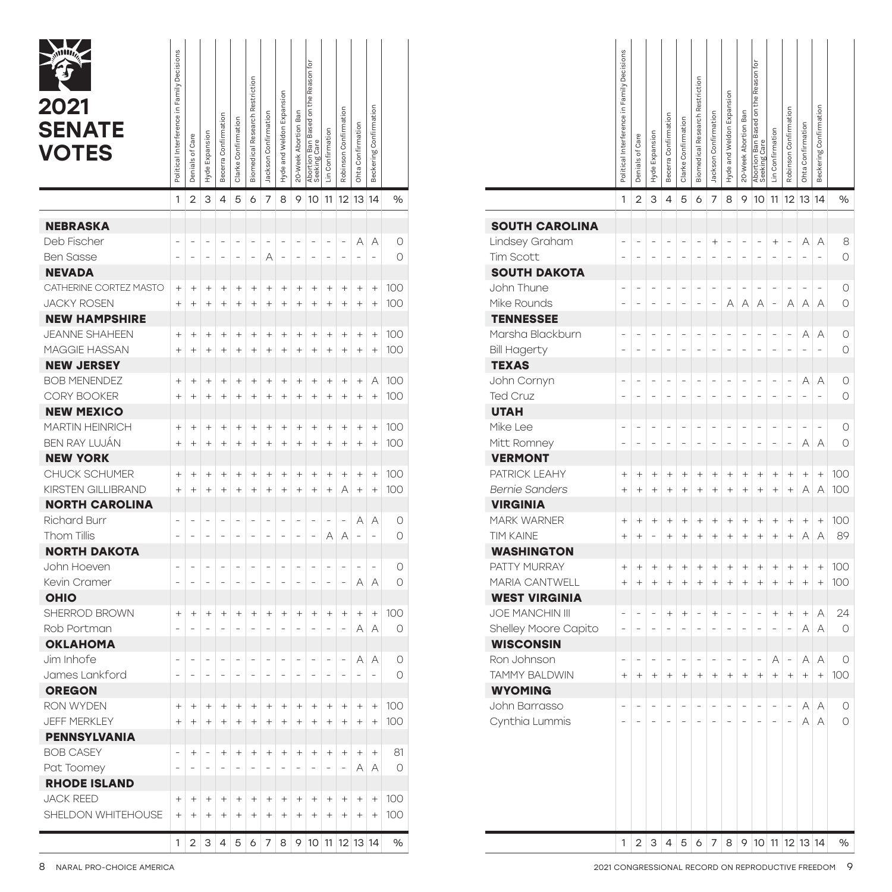# 2021 SENATE VOTES

| | 1 Political Interference in Family Decisions | 2 Denials of Care | 3 Hyde Expansion | 4 Becerra Confirmation | 5 Clarke Confirmation | 6 Biomedical Research Restriction | 7 Jackson Confirmation | 8 Hyde and Weldon Expansion | 9 20-Week Abortion Ban | 10 Abortion Ban Based on the Reason for Seeking Care | 11 Lin Confirmation | 12 Robinson Confirmation | 13 Ohta Confirmation | 14 Beckering Confirmation | % |
|---|---|---|---|---|---|---|---|---|---|---|---|---|---|---|---|
| **NEBRASKA** | | | | | | | | | | | | | | | |
| Deb Fischer | - | - | - | - | - | - | - | - | - | - | - | - | A | A | 0 |
| Ben Sasse | - | - | - | - | - | - | A | - | - | - | - | - | - | - | 0 |
| **NEVADA** | | | | | | | | | | | | | | | |
| CATHERINE CORTEZ MASTO | + | + | + | + | + | + | + | + | + | + | + | + | + | + | 100 |
| JACKY ROSEN | + | + | + | + | + | + | + | + | + | + | + | + | + | + | 100 |
| **NEW HAMPSHIRE** | | | | | | | | | | | | | | | |
| JEANNE SHAHEEN | + | + | + | + | + | + | + | + | + | + | + | + | + | + | 100 |
| MAGGIE HASSAN | + | + | + | + | + | + | + | + | + | + | + | + | + | + | 100 |
| **NEW JERSEY** | | | | | | | | | | | | | | | |
| BOB MENENDEZ | + | + | + | + | + | + | + | + | + | + | + | + | + | A | 100 |
| CORY BOOKER | + | + | + | + | + | + | + | + | + | + | + | + | + | + | 100 |
| **NEW MEXICO** | | | | | | | | | | | | | | | |
| MARTIN HEINRICH | + | + | + | + | + | + | + | + | + | + | + | + | + | + | 100 |
| BEN RAY LUJÁN | + | + | + | + | + | + | + | + | + | + | + | + | + | + | 100 |
| **NEW YORK** | | | | | | | | | | | | | | | |
| CHUCK SCHUMER | + | + | + | + | + | + | + | + | + | + | + | + | + | + | 100 |
| KIRSTEN GILLIBRAND | + | + | + | + | + | + | + | + | + | + | + | A | + | + | 100 |
| **NORTH CAROLINA** | | | | | | | | | | | | | | | |
| Richard Burr | - | - | - | - | - | - | - | - | - | - | - | - | A | A | 0 |
| Thom Tillis | - | - | - | - | - | - | - | - | - | - | A | A | - | - | 0 |
| **NORTH DAKOTA** | | | | | | | | | | | | | | | |
| John Hoeven | - | - | - | - | - | - | - | - | - | - | - | - | - | - | 0 |
| Kevin Cramer | - | - | - | - | - | - | - | - | - | - | - | - | A | A | 0 |
| **OHIO** | | | | | | | | | | | | | | | |
| SHERROD BROWN | + | + | + | + | + | + | + | + | + | + | + | + | + | + | 100 |
| Rob Portman | - | - | - | - | - | - | - | - | - | - | - | - | A | A | 0 |
| **OKLAHOMA** | | | | | | | | | | | | | | | |
| Jim Inhofe | - | - | - | - | - | - | - | - | - | - | - | - | A | A | 0 |
| James Lankford | - | - | - | - | - | - | - | - | - | - | - | - | - | - | 0 |
| **OREGON** | | | | | | | | | | | | | | | |
| RON WYDEN | + | + | + | + | + | + | + | + | + | + | + | + | + | + | 100 |
| JEFF MERKLEY | + | + | + | + | + | + | + | + | + | + | + | + | + | + | 100 |
| **PENNSYLVANIA** | | | | | | | | | | | | | | | |
| BOB CASEY | - | + | - | + | + | + | + | + | + | + | + | + | + | + | 81 |
| Pat Toomey | - | - | - | - | - | - | - | - | - | - | - | - | A | A | 0 |
| **RHODE ISLAND** | | | | | | | | | | | | | | | |
| JACK REED | + | + | + | + | + | + | + | + | + | + | + | + | + | + | 100 |
| SHELDON WHITEHOUSE | + | + | + | + | + | + | + | + | + | + | + | + | + | + | 100 |
| **SOUTH CAROLINA** | | | | | | | | | | | | | | | |
| Lindsey Graham | - | - | - | - | - | - | + | - | - | - | + | - | A | A | 8 |
| Tim Scott | - | - | - | - | - | - | - | - | - | - | - | - | - | - | 0 |
| **SOUTH DAKOTA** | | | | | | | | | | | | | | | |
| John Thune | - | - | - | - | - | - | - | - | - | - | - | - | - | - | 0 |
| Mike Rounds | - | - | - | - | - | - | - | A | A | A | - | A | A | A | 0 |
| **TENNESSEE** | | | | | | | | | | | | | | | |
| Marsha Blackburn | - | - | - | - | - | - | - | - | - | - | - | - | A | A | 0 |
| Bill Hagerty | - | - | - | - | - | - | - | - | - | - | - | - | - | - | 0 |
| **TEXAS** | | | | | | | | | | | | | | | |
| John Cornyn | - | - | - | - | - | - | - | - | - | - | - | - | A | A | 0 |
| Ted Cruz | - | - | - | - | - | - | - | - | - | - | - | - | - | - | 0 |
| **UTAH** | | | | | | | | | | | | | | | |
| Mike Lee | - | - | - | - | - | - | - | - | - | - | - | - | - | - | 0 |
| Mitt Romney | - | - | - | - | - | - | - | - | - | - | - | - | A | A | 0 |
| **VERMONT** | | | | | | | | | | | | | | | |
| PATRICK LEAHY | + | + | + | + | + | + | + | + | + | + | + | + | + | + | 100 |
| *Bernie Sanders* | + | + | + | + | + | + | + | + | + | + | + | + | A | A | 100 |
| **VIRGINIA** | | | | | | | | | | | | | | | |
| MARK WARNER | + | + | + | + | + | + | + | + | + | + | + | + | + | + | 100 |
| TIM KAINE | + | + | - | + | + | + | + | + | + | + | + | + | A | A | 89 |
| **WASHINGTON** | | | | | | | | | | | | | | | |
| PATTY MURRAY | + | + | + | + | + | + | + | + | + | + | + | + | + | + | 100 |
| MARIA CANTWELL | + | + | + | + | + | + | + | + | + | + | + | + | + | + | 100 |
| **WEST VIRGINIA** | | | | | | | | | | | | | | | |
| JOE MANCHIN III | - | - | - | + | + | - | + | - | - | - | + | + | + | A | 24 |
| Shelley Moore Capito | - | - | - | - | - | - | - | - | - | - | - | - | A | A | 0 |
| **WISCONSIN** | | | | | | | | | | | | | | | |
| Ron Johnson | - | - | - | - | - | - | - | - | - | - | A | - | A | A | 0 |
| TAMMY BALDWIN | + | + | + | + | + | + | + | + | + | + | + | + | + | + | 100 |
| **WYOMING** | | | | | | | | | | | | | | | |
| John Barrasso | - | - | - | - | - | - | - | - | - | - | - | - | A | A | 0 |
| Cynthia Lummis | - | - | - | - | - | - | - | - | - | - | - | - | A | A | 0 |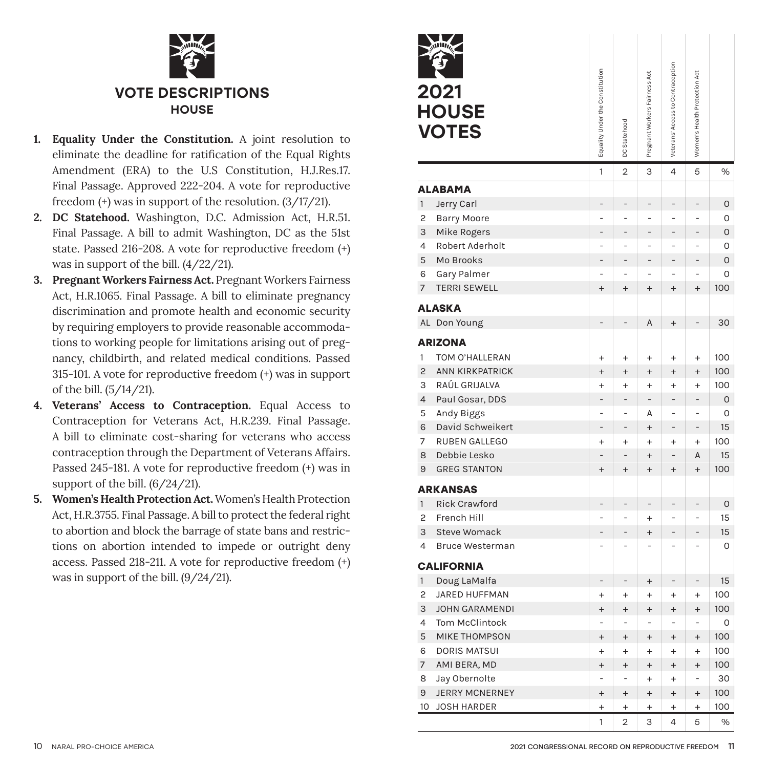## VOTE DESCRIPTIONS

### HOUSE

1. **Equality Under the Constitution.** A joint resolution to eliminate the deadline for ratification of the Equal Rights Amendment (ERA) to the U.S Constitution, H.J.Res.17. Final Passage. Approved 222-204. A vote for reproductive freedom (+) was in support of the resolution. (3/17/21).
2. **DC Statehood.** Washington, D.C. Admission Act, H.R.51. Final Passage. A bill to admit Washington, DC as the 51st state. Passed 216-208. A vote for reproductive freedom (+) was in support of the bill. (4/22/21).
3. **Pregnant Workers Fairness Act.** Pregnant Workers Fairness Act, H.R.1065. Final Passage. A bill to eliminate pregnancy discrimination and promote health and economic security by requiring employers to provide reasonable accommodations to working people for limitations arising out of pregnancy, childbirth, and related medical conditions. Passed 315-101. A vote for reproductive freedom (+) was in support of the bill. (5/14/21).
4. **Veterans' Access to Contraception.** Equal Access to Contraception for Veterans Act, H.R.239. Final Passage. A bill to eliminate cost-sharing for veterans who access contraception through the Department of Veterans Affairs. Passed 245-181. A vote for reproductive freedom (+) was in support of the bill. (6/24/21).
5. **Women's Health Protection Act.** Women's Health Protection Act, H.R.3755. Final Passage. A bill to protect the federal right to abortion and block the barrage of state bans and restrictions on abortion intended to impede or outright deny access. Passed 218-211. A vote for reproductive freedom (+) was in support of the bill. (9/24/21).

## 2021 HOUSE VOTES

| | | Equality Under the Constitution | DC Statehood | Pregnant Workers Fairness Act | Veterans' Access to Contraception | Women's Health Protection Act | |
|---|---|---|---|---|---|---|---|
| | | 1 | 2 | 3 | 4 | 5 | % |
| **ALABAMA** | | | | | | | |
| 1 | Jerry Carl | - | - | - | - | - | 0 |
| 2 | Barry Moore | - | - | - | - | - | 0 |
| 3 | Mike Rogers | - | - | - | - | - | 0 |
| 4 | Robert Aderholt | - | - | - | - | - | 0 |
| 5 | Mo Brooks | - | - | - | - | - | 0 |
| 6 | Gary Palmer | - | - | - | - | - | 0 |
| 7 | TERRI SEWELL | + | + | + | + | + | 100 |
| **ALASKA** | | | | | | | |
| AL | Don Young | - | - | A | + | - | 30 |
| **ARIZONA** | | | | | | | |
| 1 | TOM O'HALLERAN | + | + | + | + | + | 100 |
| 2 | ANN KIRKPATRICK | + | + | + | + | + | 100 |
| 3 | RAÚL GRIJALVA | + | + | + | + | + | 100 |
| 4 | Paul Gosar, DDS | - | - | - | - | - | 0 |
| 5 | Andy Biggs | - | - | A | - | - | 0 |
| 6 | David Schweikert | - | - | + | - | - | 15 |
| 7 | RUBEN GALLEGO | + | + | + | + | + | 100 |
| 8 | Debbie Lesko | - | - | + | - | A | 15 |
| 9 | GREG STANTON | + | + | + | + | + | 100 |
| **ARKANSAS** | | | | | | | |
| 1 | Rick Crawford | - | - | - | - | - | 0 |
| 2 | French Hill | - | - | + | - | - | 15 |
| 3 | Steve Womack | - | - | + | - | - | 15 |
| 4 | Bruce Westerman | - | - | - | - | - | 0 |
| **CALIFORNIA** | | | | | | | |
| 1 | Doug LaMalfa | - | - | + | - | - | 15 |
| 2 | JARED HUFFMAN | + | + | + | + | + | 100 |
| 3 | JOHN GARAMENDI | + | + | + | + | + | 100 |
| 4 | Tom McClintock | - | - | - | - | - | 0 |
| 5 | MIKE THOMPSON | + | + | + | + | + | 100 |
| 6 | DORIS MATSUI | + | + | + | + | + | 100 |
| 7 | AMI BERA, MD | + | + | + | + | + | 100 |
| 8 | Jay Obernolte | - | - | + | + | - | 30 |
| 9 | JERRY MCNERNEY | + | + | + | + | + | 100 |
| 10 | JOSH HARDER | + | + | + | + | + | 100 |
| | | 1 | 2 | 3 | 4 | 5 | % |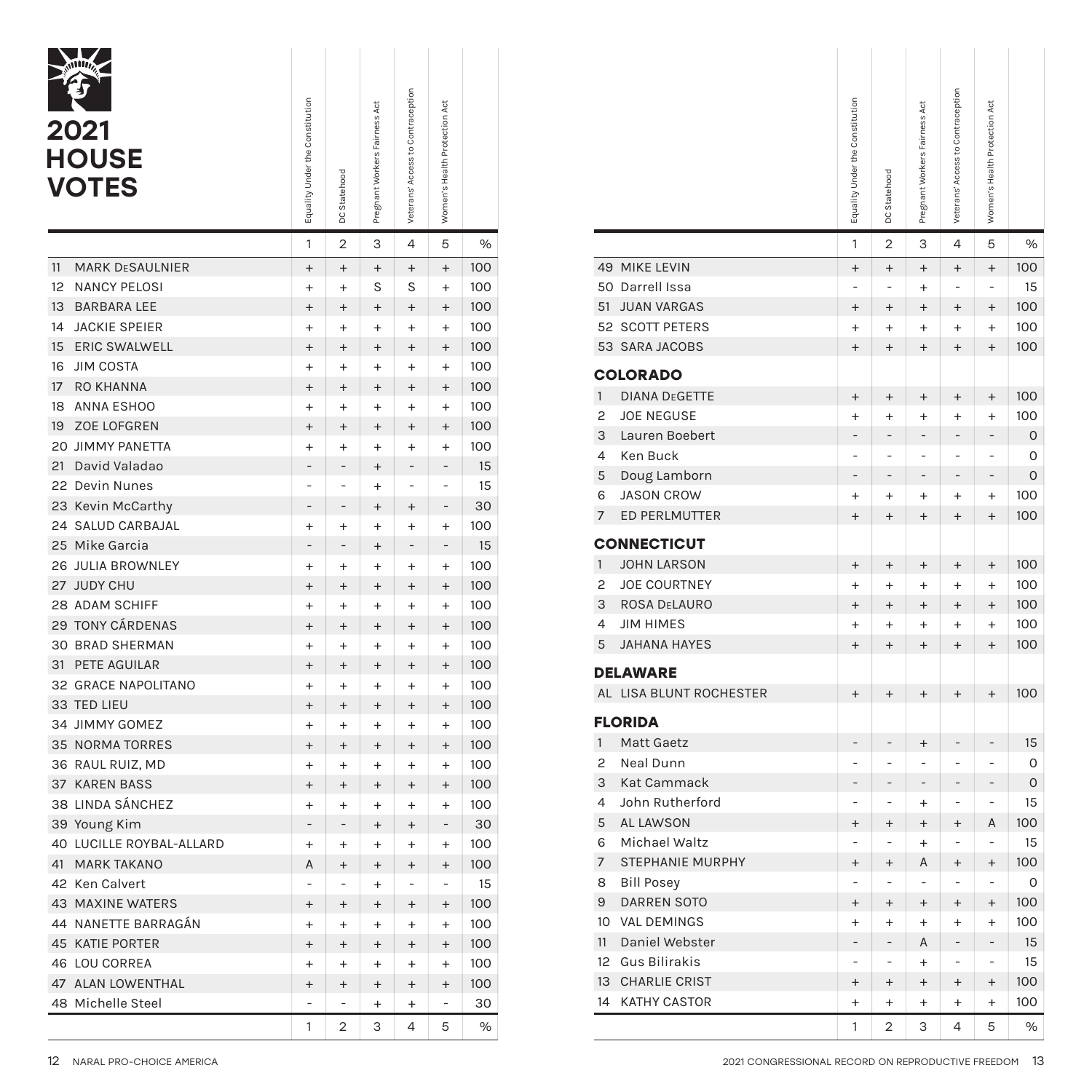# 2021 HOUSE VOTES

| | | Equality Under the Constitution | DC Statehood | Pregnant Workers Fairness Act | Veterans' Access to Contraception | Women's Health Protection Act | |
|---|---|---|---|---|---|---|---|
| | | 1 | 2 | 3 | 4 | 5 | % |
| 11 | MARK DeSAULNIER | + | + | + | + | + | 100 |
| 12 | NANCY PELOSI | + | + | S | S | + | 100 |
| 13 | BARBARA LEE | + | + | + | + | + | 100 |
| 14 | JACKIE SPEIER | + | + | + | + | + | 100 |
| 15 | ERIC SWALWELL | + | + | + | + | + | 100 |
| 16 | JIM COSTA | + | + | + | + | + | 100 |
| 17 | RO KHANNA | + | + | + | + | + | 100 |
| 18 | ANNA ESHOO | + | + | + | + | + | 100 |
| 19 | ZOE LOFGREN | + | + | + | + | + | 100 |
| 20 | JIMMY PANETTA | + | + | + | + | + | 100 |
| 21 | David Valadao | - | - | + | - | - | 15 |
| 22 | Devin Nunes | - | - | + | - | - | 15 |
| 23 | Kevin McCarthy | - | - | + | + | - | 30 |
| 24 | SALUD CARBAJAL | + | + | + | + | + | 100 |
| 25 | Mike Garcia | - | - | + | - | - | 15 |
| 26 | JULIA BROWNLEY | + | + | + | + | + | 100 |
| 27 | JUDY CHU | + | + | + | + | + | 100 |
| 28 | ADAM SCHIFF | + | + | + | + | + | 100 |
| 29 | TONY CÁRDENAS | + | + | + | + | + | 100 |
| 30 | BRAD SHERMAN | + | + | + | + | + | 100 |
| 31 | PETE AGUILAR | + | + | + | + | + | 100 |
| 32 | GRACE NAPOLITANO | + | + | + | + | + | 100 |
| 33 | TED LIEU | + | + | + | + | + | 100 |
| 34 | JIMMY GOMEZ | + | + | + | + | + | 100 |
| 35 | NORMA TORRES | + | + | + | + | + | 100 |
| 36 | RAUL RUIZ, MD | + | + | + | + | + | 100 |
| 37 | KAREN BASS | + | + | + | + | + | 100 |
| 38 | LINDA SÁNCHEZ | + | + | + | + | + | 100 |
| 39 | Young Kim | - | - | + | + | - | 30 |
| 40 | LUCILLE ROYBAL-ALLARD | + | + | + | + | + | 100 |
| 41 | MARK TAKANO | A | + | + | + | + | 100 |
| 42 | Ken Calvert | - | - | + | - | - | 15 |
| 43 | MAXINE WATERS | + | + | + | + | + | 100 |
| 44 | NANETTE BARRAGÁN | + | + | + | + | + | 100 |
| 45 | KATIE PORTER | + | + | + | + | + | 100 |
| 46 | LOU CORREA | + | + | + | + | + | 100 |
| 47 | ALAN LOWENTHAL | + | + | + | + | + | 100 |
| 48 | Michelle Steel | - | - | + | + | - | 30 |
| 49 | MIKE LEVIN | + | + | + | + | + | 100 |
| 50 | Darrell Issa | - | - | + | - | - | 15 |
| 51 | JUAN VARGAS | + | + | + | + | + | 100 |
| 52 | SCOTT PETERS | + | + | + | + | + | 100 |
| 53 | SARA JACOBS | + | + | + | + | + | 100 |
| **COLORADO** | | | | | | | |
| 1 | DIANA DeGETTE | + | + | + | + | + | 100 |
| 2 | JOE NEGUSE | + | + | + | + | + | 100 |
| 3 | Lauren Boebert | - | - | - | - | - | 0 |
| 4 | Ken Buck | - | - | - | - | - | 0 |
| 5 | Doug Lamborn | - | - | - | - | - | 0 |
| 6 | JASON CROW | + | + | + | + | + | 100 |
| 7 | ED PERLMUTTER | + | + | + | + | + | 100 |
| **CONNECTICUT** | | | | | | | |
| 1 | JOHN LARSON | + | + | + | + | + | 100 |
| 2 | JOE COURTNEY | + | + | + | + | + | 100 |
| 3 | ROSA DeLAURO | + | + | + | + | + | 100 |
| 4 | JIM HIMES | + | + | + | + | + | 100 |
| 5 | JAHANA HAYES | + | + | + | + | + | 100 |
| **DELAWARE** | | | | | | | |
| AL | LISA BLUNT ROCHESTER | + | + | + | + | + | 100 |
| **FLORIDA** | | | | | | | |
| 1 | Matt Gaetz | - | - | + | - | - | 15 |
| 2 | Neal Dunn | - | - | - | - | - | 0 |
| 3 | Kat Cammack | - | - | - | - | - | 0 |
| 4 | John Rutherford | - | - | + | - | - | 15 |
| 5 | AL LAWSON | + | + | + | + | A | 100 |
| 6 | Michael Waltz | - | - | + | - | - | 15 |
| 7 | STEPHANIE MURPHY | + | + | A | + | + | 100 |
| 8 | Bill Posey | - | - | - | - | - | 0 |
| 9 | DARREN SOTO | + | + | + | + | + | 100 |
| 10 | VAL DEMINGS | + | + | + | + | + | 100 |
| 11 | Daniel Webster | - | - | A | - | - | 15 |
| 12 | Gus Bilirakis | - | - | + | - | - | 15 |
| 13 | CHARLIE CRIST | + | + | + | + | + | 100 |
| 14 | KATHY CASTOR | + | + | + | + | + | 100 |
| | | 1 | 2 | 3 | 4 | 5 | % |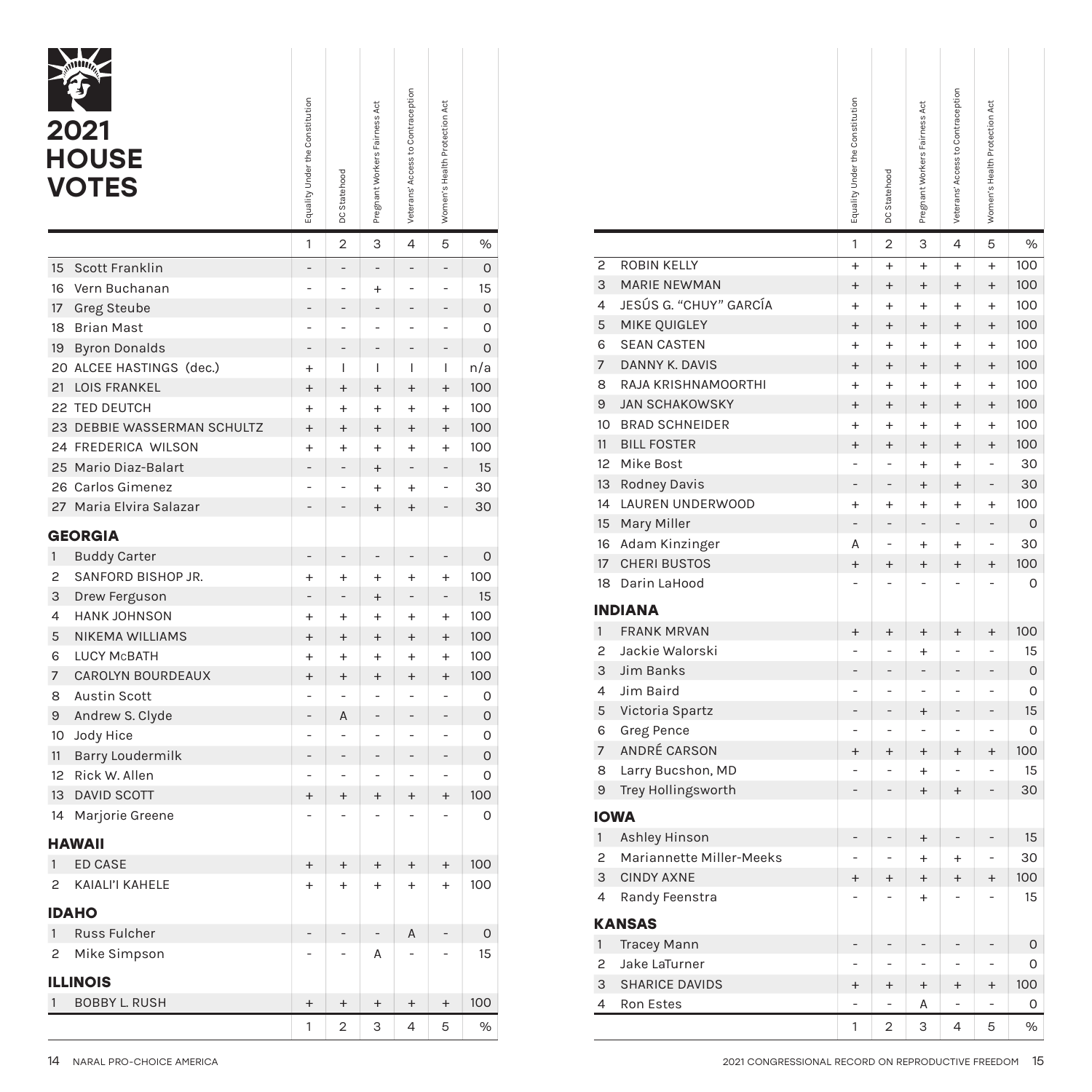# 2021 HOUSE VOTES

| | | Equality Under the Constitution | DC Statehood | Pregnant Workers Fairness Act | Veterans' Access to Contraception | Women's Health Protection Act | |
|---|---|---|---|---|---|---|---|
| | | 1 | 2 | 3 | 4 | 5 | % |
| 15 | Scott Franklin | - | - | - | - | - | 0 |
| 16 | Vern Buchanan | - | - | + | - | - | 15 |
| 17 | Greg Steube | - | - | - | - | - | 0 |
| 18 | Brian Mast | - | - | - | - | - | 0 |
| 19 | Byron Donalds | - | - | - | - | - | 0 |
| 20 | ALCEE HASTINGS (dec.) | + | I | I | I | I | n/a |
| 21 | LOIS FRANKEL | + | + | + | + | + | 100 |
| 22 | TED DEUTCH | + | + | + | + | + | 100 |
| 23 | DEBBIE WASSERMAN SCHULTZ | + | + | + | + | + | 100 |
| 24 | FREDERICA WILSON | + | + | + | + | + | 100 |
| 25 | Mario Diaz-Balart | - | - | + | - | - | 15 |
| 26 | Carlos Gimenez | - | - | + | + | - | 30 |
| 27 | Maria Elvira Salazar | - | - | + | + | - | 30 |
| **GEORGIA** | | | | | | | |
| 1 | Buddy Carter | - | - | - | - | - | 0 |
| 2 | SANFORD BISHOP JR. | + | + | + | + | + | 100 |
| 3 | Drew Ferguson | - | - | + | - | - | 15 |
| 4 | HANK JOHNSON | + | + | + | + | + | 100 |
| 5 | NIKEMA WILLIAMS | + | + | + | + | + | 100 |
| 6 | LUCY McBATH | + | + | + | + | + | 100 |
| 7 | CAROLYN BOURDEAUX | + | + | + | + | + | 100 |
| 8 | Austin Scott | - | - | - | - | - | 0 |
| 9 | Andrew S. Clyde | - | A | - | - | - | 0 |
| 10 | Jody Hice | - | - | - | - | - | 0 |
| 11 | Barry Loudermilk | - | - | - | - | - | 0 |
| 12 | Rick W. Allen | - | - | - | - | - | 0 |
| 13 | DAVID SCOTT | + | + | + | + | + | 100 |
| 14 | Marjorie Greene | - | - | - | - | - | 0 |
| **HAWAII** | | | | | | | |
| 1 | ED CASE | + | + | + | + | + | 100 |
| 2 | KAIALI'I KAHELE | + | + | + | + | + | 100 |
| **IDAHO** | | | | | | | |
| 1 | Russ Fulcher | - | - | - | A | - | 0 |
| 2 | Mike Simpson | - | - | A | - | - | 15 |
| **ILLINOIS** | | | | | | | |
| 1 | BOBBY L. RUSH | + | + | + | + | + | 100 |
| 2 | ROBIN KELLY | + | + | + | + | + | 100 |
| 3 | MARIE NEWMAN | + | + | + | + | + | 100 |
| 4 | JESÚS G. "CHUY" GARCÍA | + | + | + | + | + | 100 |
| 5 | MIKE QUIGLEY | + | + | + | + | + | 100 |
| 6 | SEAN CASTEN | + | + | + | + | + | 100 |
| 7 | DANNY K. DAVIS | + | + | + | + | + | 100 |
| 8 | RAJA KRISHNAMOORTHI | + | + | + | + | + | 100 |
| 9 | JAN SCHAKOWSKY | + | + | + | + | + | 100 |
| 10 | BRAD SCHNEIDER | + | + | + | + | + | 100 |
| 11 | BILL FOSTER | + | + | + | + | + | 100 |
| 12 | Mike Bost | - | - | + | + | - | 30 |
| 13 | Rodney Davis | - | - | + | + | - | 30 |
| 14 | LAUREN UNDERWOOD | + | + | + | + | + | 100 |
| 15 | Mary Miller | - | - | - | - | - | 0 |
| 16 | Adam Kinzinger | A | - | + | + | - | 30 |
| 17 | CHERI BUSTOS | + | + | + | + | + | 100 |
| 18 | Darin LaHood | - | - | - | - | - | 0 |
| **INDIANA** | | | | | | | |
| 1 | FRANK MRVAN | + | + | + | + | + | 100 |
| 2 | Jackie Walorski | - | - | + | - | - | 15 |
| 3 | Jim Banks | - | - | - | - | - | 0 |
| 4 | Jim Baird | - | - | - | - | - | 0 |
| 5 | Victoria Spartz | - | - | + | - | - | 15 |
| 6 | Greg Pence | - | - | - | - | - | 0 |
| 7 | ANDRÉ CARSON | + | + | + | + | + | 100 |
| 8 | Larry Bucshon, MD | - | - | + | - | - | 15 |
| 9 | Trey Hollingsworth | - | - | + | + | - | 30 |
| **IOWA** | | | | | | | |
| 1 | Ashley Hinson | - | - | + | - | - | 15 |
| 2 | Mariannette Miller-Meeks | - | - | + | + | - | 30 |
| 3 | CINDY AXNE | + | + | + | + | + | 100 |
| 4 | Randy Feenstra | - | - | + | - | - | 15 |
| **KANSAS** | | | | | | | |
| 1 | Tracey Mann | - | - | - | - | - | 0 |
| 2 | Jake LaTurner | - | - | - | - | - | 0 |
| 3 | SHARICE DAVIDS | + | + | + | + | + | 100 |
| 4 | Ron Estes | - | - | A | - | - | 0 |
| | | 1 | 2 | 3 | 4 | 5 | % |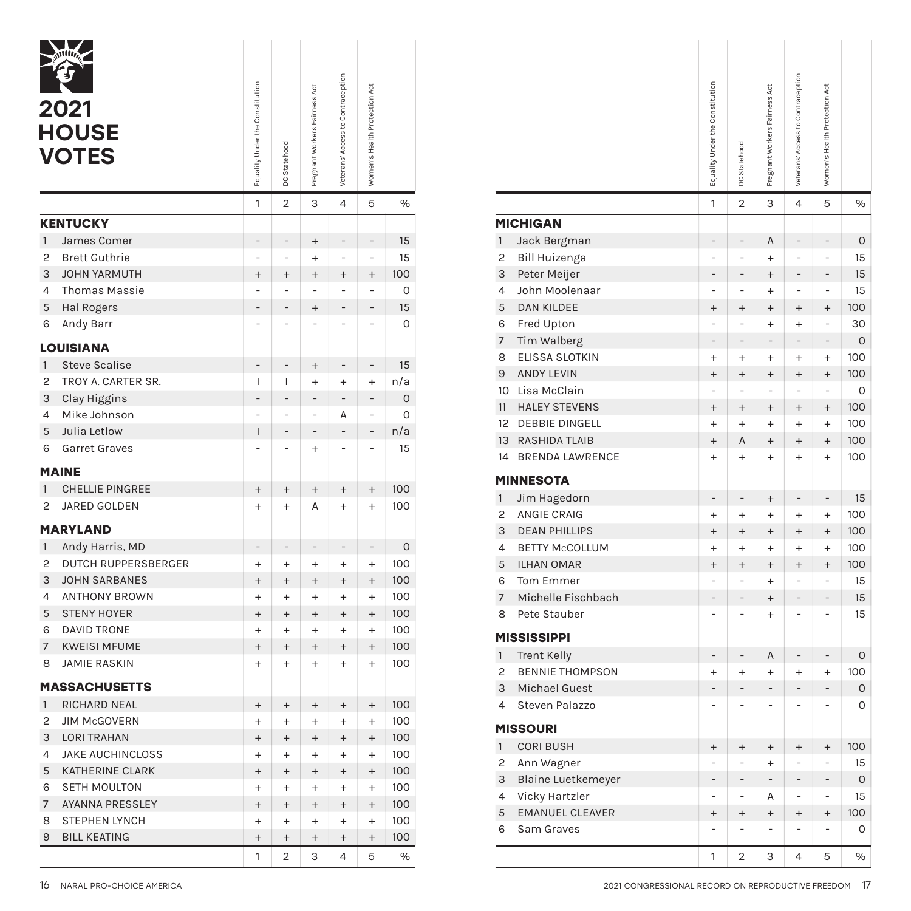# 2021 HOUSE VOTES

| | | Equality Under the Constitution | DC Statehood | Pregnant Workers Fairness Act | Veterans' Access to Contraception | Women's Health Protection Act | |
|---|---|---|---|---|---|---|---|
| | | 1 | 2 | 3 | 4 | 5 | % |
| **KENTUCKY** | | | | | | | |
| 1 | James Comer | - | - | + | - | - | 15 |
| 2 | Brett Guthrie | - | - | + | - | - | 15 |
| 3 | JOHN YARMUTH | + | + | + | + | + | 100 |
| 4 | Thomas Massie | - | - | - | - | - | 0 |
| 5 | Hal Rogers | - | - | + | - | - | 15 |
| 6 | Andy Barr | - | - | - | - | - | 0 |
| **LOUISIANA** | | | | | | | |
| 1 | Steve Scalise | - | - | + | - | - | 15 |
| 2 | TROY A. CARTER SR. | I | I | + | + | + | n/a |
| 3 | Clay Higgins | - | - | - | - | - | 0 |
| 4 | Mike Johnson | - | - | - | A | - | 0 |
| 5 | Julia Letlow | I | - | - | - | - | n/a |
| 6 | Garret Graves | - | - | + | - | - | 15 |
| **MAINE** | | | | | | | |
| 1 | CHELLIE PINGREE | + | + | + | + | + | 100 |
| 2 | JARED GOLDEN | + | + | A | + | + | 100 |
| **MARYLAND** | | | | | | | |
| 1 | Andy Harris, MD | - | - | - | - | - | 0 |
| 2 | DUTCH RUPPERSBERGER | + | + | + | + | + | 100 |
| 3 | JOHN SARBANES | + | + | + | + | + | 100 |
| 4 | ANTHONY BROWN | + | + | + | + | + | 100 |
| 5 | STENY HOYER | + | + | + | + | + | 100 |
| 6 | DAVID TRONE | + | + | + | + | + | 100 |
| 7 | KWEISI MFUME | + | + | + | + | + | 100 |
| 8 | JAMIE RASKIN | + | + | + | + | + | 100 |
| **MASSACHUSETTS** | | | | | | | |
| 1 | RICHARD NEAL | + | + | + | + | + | 100 |
| 2 | JIM McGOVERN | + | + | + | + | + | 100 |
| 3 | LORI TRAHAN | + | + | + | + | + | 100 |
| 4 | JAKE AUCHINCLOSS | + | + | + | + | + | 100 |
| 5 | KATHERINE CLARK | + | + | + | + | + | 100 |
| 6 | SETH MOULTON | + | + | + | + | + | 100 |
| 7 | AYANNA PRESSLEY | + | + | + | + | + | 100 |
| 8 | STEPHEN LYNCH | + | + | + | + | + | 100 |
| 9 | BILL KEATING | + | + | + | + | + | 100 |
| | | 1 | 2 | 3 | 4 | 5 | % |

| | | Equality Under the Constitution | DC Statehood | Pregnant Workers Fairness Act | Veterans' Access to Contraception | Women's Health Protection Act | |
|---|---|---|---|---|---|---|---|
| | | 1 | 2 | 3 | 4 | 5 | % |
| **MICHIGAN** | | | | | | | |
| 1 | Jack Bergman | - | - | A | - | - | 0 |
| 2 | Bill Huizenga | - | - | + | - | - | 15 |
| 3 | Peter Meijer | - | - | + | - | - | 15 |
| 4 | John Moolenaar | - | - | + | - | - | 15 |
| 5 | DAN KILDEE | + | + | + | + | + | 100 |
| 6 | Fred Upton | - | - | + | + | - | 30 |
| 7 | Tim Walberg | - | - | - | - | - | 0 |
| 8 | ELISSA SLOTKIN | + | + | + | + | + | 100 |
| 9 | ANDY LEVIN | + | + | + | + | + | 100 |
| 10 | Lisa McClain | - | - | - | - | - | 0 |
| 11 | HALEY STEVENS | + | + | + | + | + | 100 |
| 12 | DEBBIE DINGELL | + | + | + | + | + | 100 |
| 13 | RASHIDA TLAIB | + | A | + | + | + | 100 |
| 14 | BRENDA LAWRENCE | + | + | + | + | + | 100 |
| **MINNESOTA** | | | | | | | |
| 1 | Jim Hagedorn | - | - | + | - | - | 15 |
| 2 | ANGIE CRAIG | + | + | + | + | + | 100 |
| 3 | DEAN PHILLIPS | + | + | + | + | + | 100 |
| 4 | BETTY McCOLLUM | + | + | + | + | + | 100 |
| 5 | ILHAN OMAR | + | + | + | + | + | 100 |
| 6 | Tom Emmer | - | - | + | - | - | 15 |
| 7 | Michelle Fischbach | - | - | + | - | - | 15 |
| 8 | Pete Stauber | - | - | + | - | - | 15 |
| **MISSISSIPPI** | | | | | | | |
| 1 | Trent Kelly | - | - | A | - | - | 0 |
| 2 | BENNIE THOMPSON | + | + | + | + | + | 100 |
| 3 | Michael Guest | - | - | - | - | - | 0 |
| 4 | Steven Palazzo | - | - | - | - | - | 0 |
| **MISSOURI** | | | | | | | |
| 1 | CORI BUSH | + | + | + | + | + | 100 |
| 2 | Ann Wagner | - | - | + | - | - | 15 |
| 3 | Blaine Luetkemeyer | - | - | - | - | - | 0 |
| 4 | Vicky Hartzler | - | - | A | - | - | 15 |
| 5 | EMANUEL CLEAVER | + | + | + | + | + | 100 |
| 6 | Sam Graves | - | - | - | - | - | 0 |
| | | 1 | 2 | 3 | 4 | 5 | % |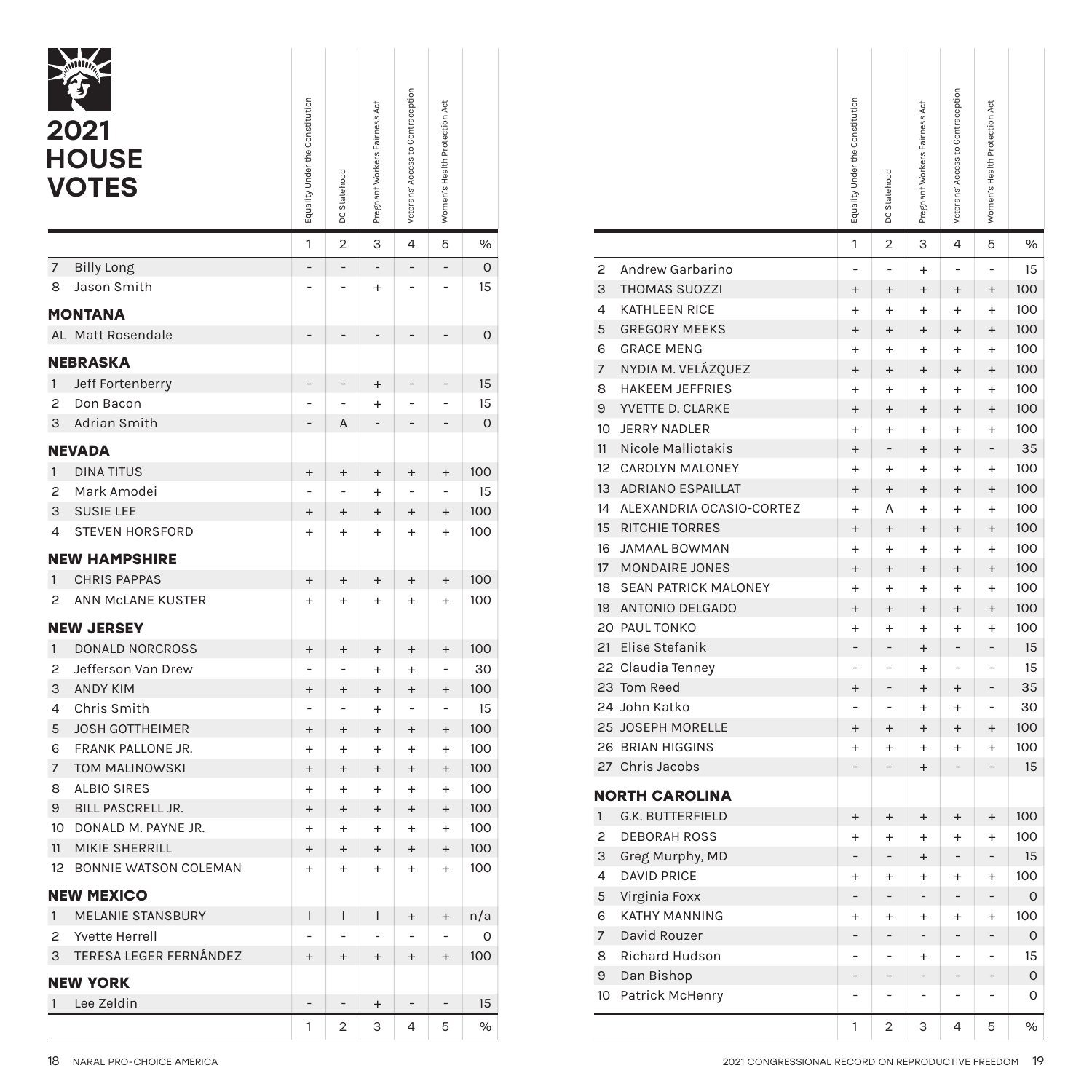# 2021 HOUSE VOTES

| | | Equality Under the Constitution | DC Statehood | Pregnant Workers Fairness Act | Veterans' Access to Contraception | Women's Health Protection Act | |
|---|---|---|---|---|---|---|---|
| | | 1 | 2 | 3 | 4 | 5 | % |
| 7 | Billy Long | - | - | - | - | - | 0 |
| 8 | Jason Smith | - | - | + | - | - | 15 |
| **MONTANA** | | | | | | | |
| AL | Matt Rosendale | - | - | - | - | - | 0 |
| **NEBRASKA** | | | | | | | |
| 1 | Jeff Fortenberry | - | - | + | - | - | 15 |
| 2 | Don Bacon | - | - | + | - | - | 15 |
| 3 | Adrian Smith | - | A | - | - | - | 0 |
| **NEVADA** | | | | | | | |
| 1 | DINA TITUS | + | + | + | + | + | 100 |
| 2 | Mark Amodei | - | - | + | - | - | 15 |
| 3 | SUSIE LEE | + | + | + | + | + | 100 |
| 4 | STEVEN HORSFORD | + | + | + | + | + | 100 |
| **NEW HAMPSHIRE** | | | | | | | |
| 1 | CHRIS PAPPAS | + | + | + | + | + | 100 |
| 2 | ANN McLANE KUSTER | + | + | + | + | + | 100 |
| **NEW JERSEY** | | | | | | | |
| 1 | DONALD NORCROSS | + | + | + | + | + | 100 |
| 2 | Jefferson Van Drew | - | - | + | + | - | 30 |
| 3 | ANDY KIM | + | + | + | + | + | 100 |
| 4 | Chris Smith | - | - | + | - | - | 15 |
| 5 | JOSH GOTTHEIMER | + | + | + | + | + | 100 |
| 6 | FRANK PALLONE JR. | + | + | + | + | + | 100 |
| 7 | TOM MALINOWSKI | + | + | + | + | + | 100 |
| 8 | ALBIO SIRES | + | + | + | + | + | 100 |
| 9 | BILL PASCRELL JR. | + | + | + | + | + | 100 |
| 10 | DONALD M. PAYNE JR. | + | + | + | + | + | 100 |
| 11 | MIKIE SHERRILL | + | + | + | + | + | 100 |
| 12 | BONNIE WATSON COLEMAN | + | + | + | + | + | 100 |
| **NEW MEXICO** | | | | | | | |
| 1 | MELANIE STANSBURY | I | I | I | + | + | n/a |
| 2 | Yvette Herrell | - | - | - | - | - | 0 |
| 3 | TERESA LEGER FERNÁNDEZ | + | + | + | + | + | 100 |
| **NEW YORK** | | | | | | | |
| 1 | Lee Zeldin | - | - | + | - | - | 15 |
| 2 | Andrew Garbarino | - | - | + | - | - | 15 |
| 3 | THOMAS SUOZZI | + | + | + | + | + | 100 |
| 4 | KATHLEEN RICE | + | + | + | + | + | 100 |
| 5 | GREGORY MEEKS | + | + | + | + | + | 100 |
| 6 | GRACE MENG | + | + | + | + | + | 100 |
| 7 | NYDIA M. VELÁZQUEZ | + | + | + | + | + | 100 |
| 8 | HAKEEM JEFFRIES | + | + | + | + | + | 100 |
| 9 | YVETTE D. CLARKE | + | + | + | + | + | 100 |
| 10 | JERRY NADLER | + | + | + | + | + | 100 |
| 11 | Nicole Malliotakis | + | - | + | + | - | 35 |
| 12 | CAROLYN MALONEY | + | + | + | + | + | 100 |
| 13 | ADRIANO ESPAILLAT | + | + | + | + | + | 100 |
| 14 | ALEXANDRIA OCASIO-CORTEZ | + | A | + | + | + | 100 |
| 15 | RITCHIE TORRES | + | + | + | + | + | 100 |
| 16 | JAMAAL BOWMAN | + | + | + | + | + | 100 |
| 17 | MONDAIRE JONES | + | + | + | + | + | 100 |
| 18 | SEAN PATRICK MALONEY | + | + | + | + | + | 100 |
| 19 | ANTONIO DELGADO | + | + | + | + | + | 100 |
| 20 | PAUL TONKO | + | + | + | + | + | 100 |
| 21 | Elise Stefanik | - | - | + | - | - | 15 |
| 22 | Claudia Tenney | - | - | + | - | - | 15 |
| 23 | Tom Reed | + | - | + | + | - | 35 |
| 24 | John Katko | - | - | + | + | - | 30 |
| 25 | JOSEPH MORELLE | + | + | + | + | + | 100 |
| 26 | BRIAN HIGGINS | + | + | + | + | + | 100 |
| 27 | Chris Jacobs | - | - | + | - | - | 15 |
| **NORTH CAROLINA** | | | | | | | |
| 1 | G.K. BUTTERFIELD | + | + | + | + | + | 100 |
| 2 | DEBORAH ROSS | + | + | + | + | + | 100 |
| 3 | Greg Murphy, MD | - | - | + | - | - | 15 |
| 4 | DAVID PRICE | + | + | + | + | + | 100 |
| 5 | Virginia Foxx | - | - | - | - | - | 0 |
| 6 | KATHY MANNING | + | + | + | + | + | 100 |
| 7 | David Rouzer | - | - | - | - | - | 0 |
| 8 | Richard Hudson | - | - | + | - | - | 15 |
| 9 | Dan Bishop | - | - | - | - | - | 0 |
| 10 | Patrick McHenry | - | - | - | - | - | 0 |
| | | 1 | 2 | 3 | 4 | 5 | % |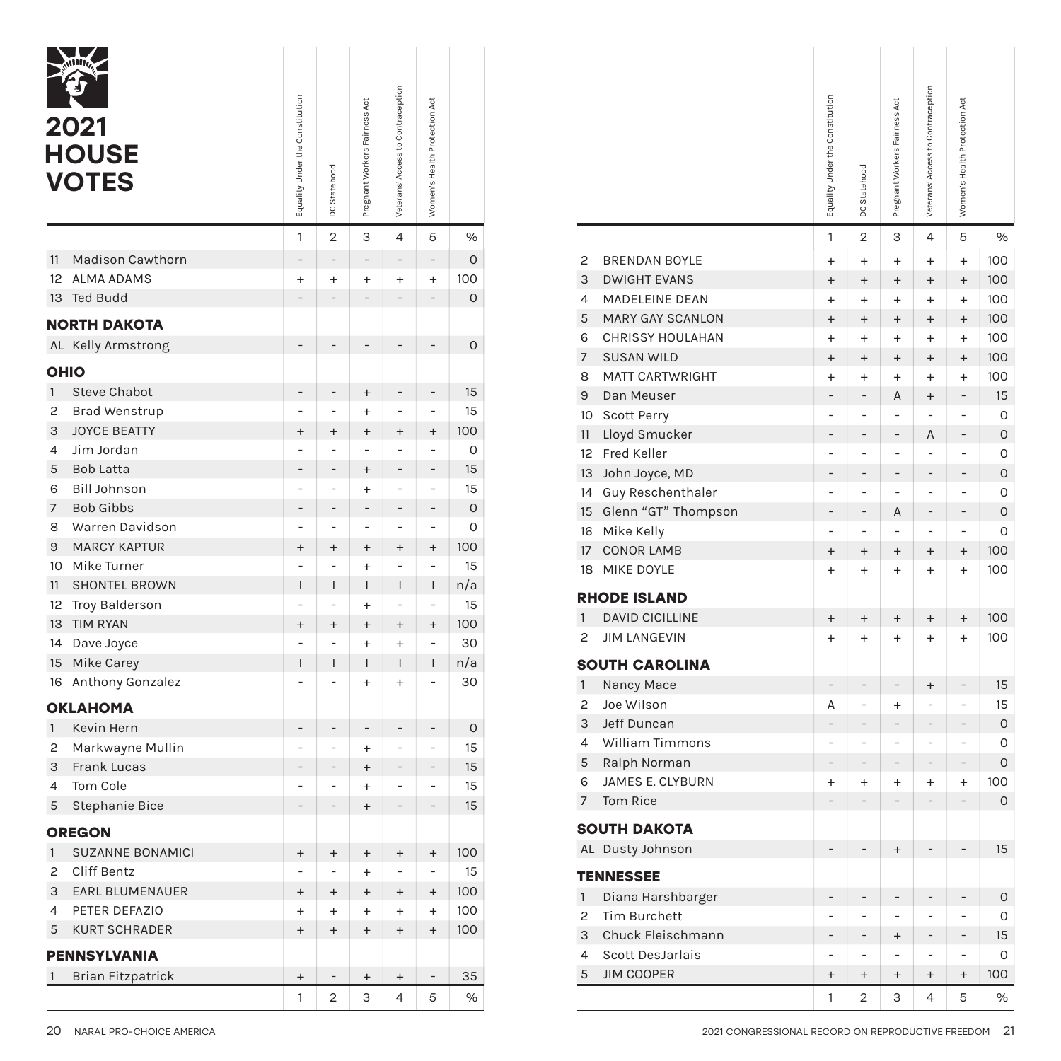# 2021 HOUSE VOTES

| | | Equality Under the Constitution | DC Statehood | Pregnant Workers Fairness Act | Veterans' Access to Contraception | Women's Health Protection Act | |
|---|---|---|---|---|---|---|---|
| | | 1 | 2 | 3 | 4 | 5 | % |
| 11 | Madison Cawthorn | - | - | - | - | - | 0 |
| 12 | ALMA ADAMS | + | + | + | + | + | 100 |
| 13 | Ted Budd | - | - | - | - | - | 0 |
| **NORTH DAKOTA** | | | | | | | |
| AL | Kelly Armstrong | - | - | - | - | - | 0 |
| **OHIO** | | | | | | | |
| 1 | Steve Chabot | - | - | + | - | - | 15 |
| 2 | Brad Wenstrup | - | - | + | - | - | 15 |
| 3 | JOYCE BEATTY | + | + | + | + | + | 100 |
| 4 | Jim Jordan | - | - | - | - | - | 0 |
| 5 | Bob Latta | - | - | + | - | - | 15 |
| 6 | Bill Johnson | - | - | + | - | - | 15 |
| 7 | Bob Gibbs | - | - | - | - | - | 0 |
| 8 | Warren Davidson | - | - | - | - | - | 0 |
| 9 | MARCY KAPTUR | + | + | + | + | + | 100 |
| 10 | Mike Turner | - | - | + | - | - | 15 |
| 11 | SHONTEL BROWN | I | I | I | I | I | n/a |
| 12 | Troy Balderson | - | - | + | - | - | 15 |
| 13 | TIM RYAN | + | + | + | + | + | 100 |
| 14 | Dave Joyce | - | - | + | + | - | 30 |
| 15 | Mike Carey | I | I | I | I | I | n/a |
| 16 | Anthony Gonzalez | - | - | + | + | - | 30 |
| **OKLAHOMA** | | | | | | | |
| 1 | Kevin Hern | - | - | - | - | - | 0 |
| 2 | Markwayne Mullin | - | - | + | - | - | 15 |
| 3 | Frank Lucas | - | - | + | - | - | 15 |
| 4 | Tom Cole | - | - | + | - | - | 15 |
| 5 | Stephanie Bice | - | - | + | - | - | 15 |
| **OREGON** | | | | | | | |
| 1 | SUZANNE BONAMICI | + | + | + | + | + | 100 |
| 2 | Cliff Bentz | - | - | + | - | - | 15 |
| 3 | EARL BLUMENAUER | + | + | + | + | + | 100 |
| 4 | PETER DEFAZIO | + | + | + | + | + | 100 |
| 5 | KURT SCHRADER | + | + | + | + | + | 100 |
| **PENNSYLVANIA** | | | | | | | |
| 1 | Brian Fitzpatrick | + | - | + | + | - | 35 |
| 2 | BRENDAN BOYLE | + | + | + | + | + | 100 |
| 3 | DWIGHT EVANS | + | + | + | + | + | 100 |
| 4 | MADELEINE DEAN | + | + | + | + | + | 100 |
| 5 | MARY GAY SCANLON | + | + | + | + | + | 100 |
| 6 | CHRISSY HOULAHAN | + | + | + | + | + | 100 |
| 7 | SUSAN WILD | + | + | + | + | + | 100 |
| 8 | MATT CARTWRIGHT | + | + | + | + | + | 100 |
| 9 | Dan Meuser | - | - | A | + | - | 15 |
| 10 | Scott Perry | - | - | - | - | - | 0 |
| 11 | Lloyd Smucker | - | - | - | A | - | 0 |
| 12 | Fred Keller | - | - | - | - | - | 0 |
| 13 | John Joyce, MD | - | - | - | - | - | 0 |
| 14 | Guy Reschenthaler | - | - | - | - | - | 0 |
| 15 | Glenn "GT" Thompson | - | - | A | - | - | 0 |
| 16 | Mike Kelly | - | - | - | - | - | 0 |
| 17 | CONOR LAMB | + | + | + | + | + | 100 |
| 18 | MIKE DOYLE | + | + | + | + | + | 100 |
| **RHODE ISLAND** | | | | | | | |
| 1 | DAVID CICILLINE | + | + | + | + | + | 100 |
| 2 | JIM LANGEVIN | + | + | + | + | + | 100 |
| **SOUTH CAROLINA** | | | | | | | |
| 1 | Nancy Mace | - | - | - | + | - | 15 |
| 2 | Joe Wilson | A | - | + | - | - | 15 |
| 3 | Jeff Duncan | - | - | - | - | - | 0 |
| 4 | William Timmons | - | - | - | - | - | 0 |
| 5 | Ralph Norman | - | - | - | - | - | 0 |
| 6 | JAMES E. CLYBURN | + | + | + | + | + | 100 |
| 7 | Tom Rice | - | - | - | - | - | 0 |
| **SOUTH DAKOTA** | | | | | | | |
| AL | Dusty Johnson | - | - | + | - | - | 15 |
| **TENNESSEE** | | | | | | | |
| 1 | Diana Harshbarger | - | - | - | - | - | 0 |
| 2 | Tim Burchett | - | - | - | - | - | 0 |
| 3 | Chuck Fleischmann | - | - | + | - | - | 15 |
| 4 | Scott DesJarlais | - | - | - | - | - | 0 |
| 5 | JIM COOPER | + | + | + | + | + | 100 |
| | | 1 | 2 | 3 | 4 | 5 | % |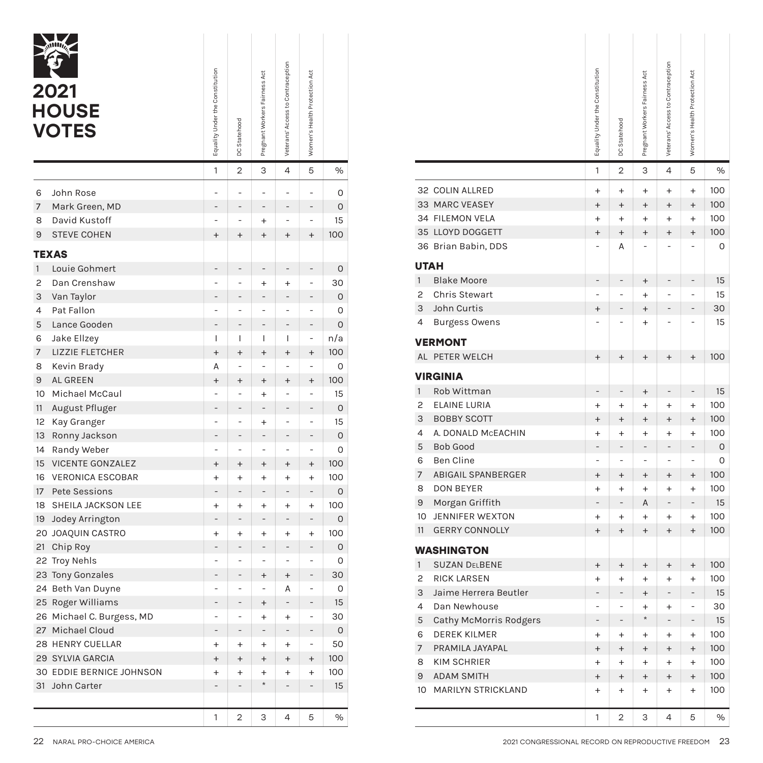# 2021 HOUSE VOTES

| | | Equality Under the Constitution | DC Statehood | Pregnant Workers Fairness Act | Veterans' Access to Contraception | Women's Health Protection Act | |
|---|---|---|---|---|---|---|---|
| | | 1 | 2 | 3 | 4 | 5 | % |
| 6 | John Rose | - | - | - | - | - | 0 |
| 7 | Mark Green, MD | - | - | - | - | - | 0 |
| 8 | David Kustoff | - | - | + | - | - | 15 |
| 9 | STEVE COHEN | + | + | + | + | + | 100 |
| **TEXAS** | | | | | | | |
| 1 | Louie Gohmert | - | - | - | - | - | 0 |
| 2 | Dan Crenshaw | - | - | + | + | - | 30 |
| 3 | Van Taylor | - | - | - | - | - | 0 |
| 4 | Pat Fallon | - | - | - | - | - | 0 |
| 5 | Lance Gooden | - | - | - | - | - | 0 |
| 6 | Jake Ellzey | I | I | I | I | - | n/a |
| 7 | LIZZIE FLETCHER | + | + | + | + | + | 100 |
| 8 | Kevin Brady | A | - | - | - | - | 0 |
| 9 | AL GREEN | + | + | + | + | + | 100 |
| 10 | Michael McCaul | - | - | + | - | - | 15 |
| 11 | August Pfluger | - | - | - | - | - | 0 |
| 12 | Kay Granger | - | - | + | - | - | 15 |
| 13 | Ronny Jackson | - | - | - | - | - | 0 |
| 14 | Randy Weber | - | - | - | - | - | 0 |
| 15 | VICENTE GONZALEZ | + | + | + | + | + | 100 |
| 16 | VERONICA ESCOBAR | + | + | + | + | + | 100 |
| 17 | Pete Sessions | - | - | - | - | - | 0 |
| 18 | SHEILA JACKSON LEE | + | + | + | + | + | 100 |
| 19 | Jodey Arrington | - | - | - | - | - | 0 |
| 20 | JOAQUIN CASTRO | + | + | + | + | + | 100 |
| 21 | Chip Roy | - | - | - | - | - | 0 |
| 22 | Troy Nehls | - | - | - | - | - | 0 |
| 23 | Tony Gonzales | - | - | + | + | - | 30 |
| 24 | Beth Van Duyne | - | - | - | A | - | 0 |
| 25 | Roger Williams | - | - | + | - | - | 15 |
| 26 | Michael C. Burgess, MD | - | - | + | + | - | 30 |
| 27 | Michael Cloud | - | - | - | - | - | 0 |
| 28 | HENRY CUELLAR | + | + | + | + | - | 50 |
| 29 | SYLVIA GARCIA | + | + | + | + | + | 100 |
| 30 | EDDIE BERNICE JOHNSON | + | + | + | + | + | 100 |
| 31 | John Carter | - | - | * | - | - | 15 |
| 32 | COLIN ALLRED | + | + | + | + | + | 100 |
| 33 | MARC VEASEY | + | + | + | + | + | 100 |
| 34 | FILEMON VELA | + | + | + | + | + | 100 |
| 35 | LLOYD DOGGETT | + | + | + | + | + | 100 |
| 36 | Brian Babin, DDS | - | A | - | - | - | 0 |
| **UTAH** | | | | | | | |
| 1 | Blake Moore | - | - | + | - | - | 15 |
| 2 | Chris Stewart | - | - | + | - | - | 15 |
| 3 | John Curtis | + | - | + | - | - | 30 |
| 4 | Burgess Owens | - | - | + | - | - | 15 |
| **VERMONT** | | | | | | | |
| AL | PETER WELCH | + | + | + | + | + | 100 |
| **VIRGINIA** | | | | | | | |
| 1 | Rob Wittman | - | - | + | - | - | 15 |
| 2 | ELAINE LURIA | + | + | + | + | + | 100 |
| 3 | BOBBY SCOTT | + | + | + | + | + | 100 |
| 4 | A. DONALD McEACHIN | + | + | + | + | + | 100 |
| 5 | Bob Good | - | - | - | - | - | 0 |
| 6 | Ben Cline | - | - | - | - | - | 0 |
| 7 | ABIGAIL SPANBERGER | + | + | + | + | + | 100 |
| 8 | DON BEYER | + | + | + | + | + | 100 |
| 9 | Morgan Griffith | - | - | A | - | - | 15 |
| 10 | JENNIFER WEXTON | + | + | + | + | + | 100 |
| 11 | GERRY CONNOLLY | + | + | + | + | + | 100 |
| **WASHINGTON** | | | | | | | |
| 1 | SUZAN DelBENE | + | + | + | + | + | 100 |
| 2 | RICK LARSEN | + | + | + | + | + | 100 |
| 3 | Jaime Herrera Beutler | - | - | + | - | - | 15 |
| 4 | Dan Newhouse | - | - | + | + | - | 30 |
| 5 | Cathy McMorris Rodgers | - | - | * | - | - | 15 |
| 6 | DEREK KILMER | + | + | + | + | + | 100 |
| 7 | PRAMILA JAYAPAL | + | + | + | + | + | 100 |
| 8 | KIM SCHRIER | + | + | + | + | + | 100 |
| 9 | ADAM SMITH | + | + | + | + | + | 100 |
| 10 | MARILYN STRICKLAND | + | + | + | + | + | 100 |
| | | 1 | 2 | 3 | 4 | 5 | % |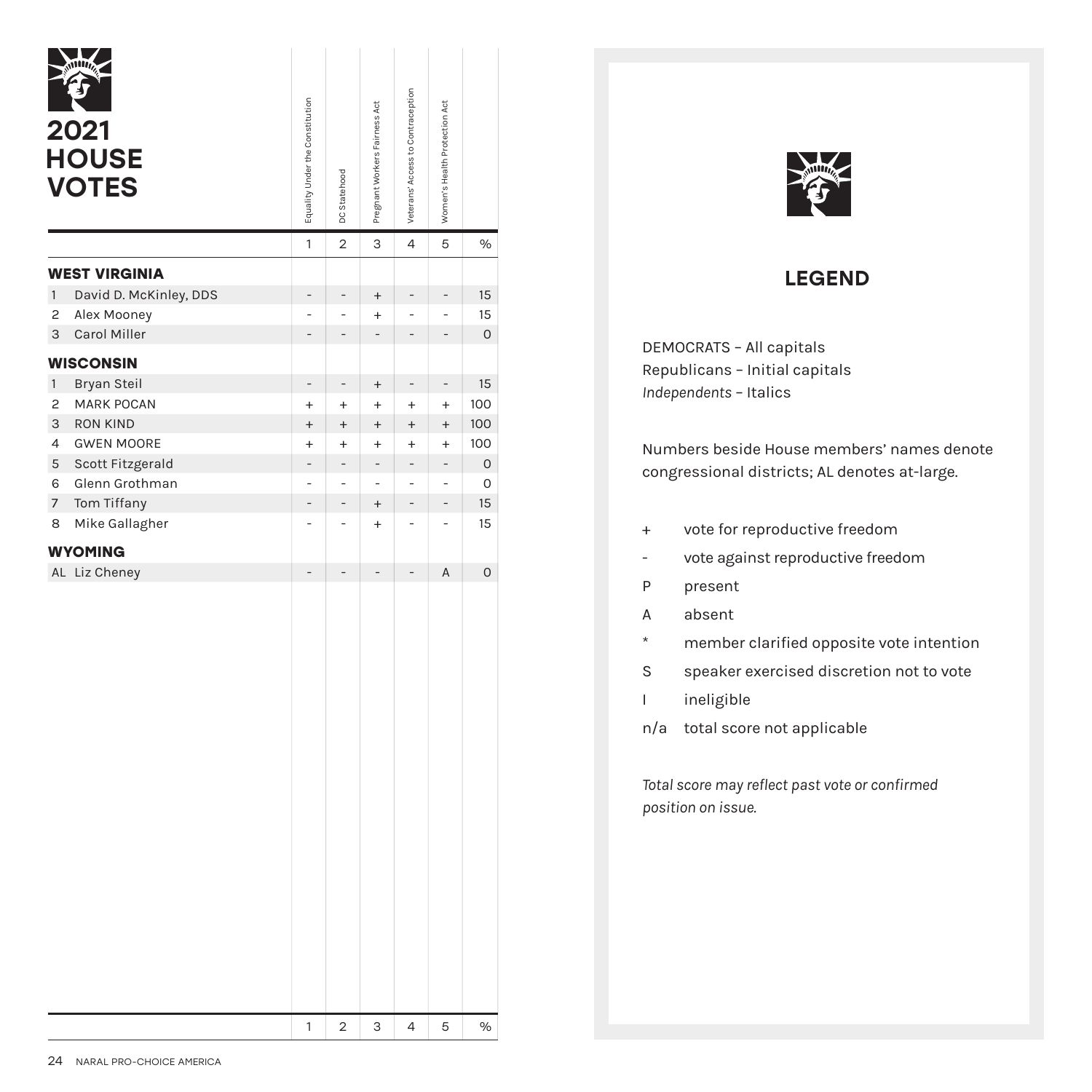# 2021 HOUSE VOTES

| | | Equality Under the Constitution | DC Statehood | Pregnant Workers Fairness Act | Veterans' Access to Contraception | Women's Health Protection Act | |
|---|---|---|---|---|---|---|---|
| | | 1 | 2 | 3 | 4 | 5 | % |
| **WEST VIRGINIA** | | | | | | | |
| 1 | David D. McKinley, DDS | - | - | + | - | - | 15 |
| 2 | Alex Mooney | - | - | + | - | - | 15 |
| 3 | Carol Miller | - | - | - | - | - | 0 |
| **WISCONSIN** | | | | | | | |
| 1 | Bryan Steil | - | - | + | - | - | 15 |
| 2 | MARK POCAN | + | + | + | + | + | 100 |
| 3 | RON KIND | + | + | + | + | + | 100 |
| 4 | GWEN MOORE | + | + | + | + | + | 100 |
| 5 | Scott Fitzgerald | - | - | - | - | - | 0 |
| 6 | Glenn Grothman | - | - | - | - | - | 0 |
| 7 | Tom Tiffany | - | - | + | - | - | 15 |
| 8 | Mike Gallagher | - | - | + | - | - | 15 |
| **WYOMING** | | | | | | | |
| AL | Liz Cheney | - | - | - | - | A | 0 |
| | | 1 | 2 | 3 | 4 | 5 | % |

## LEGEND

DEMOCRATS – All capitals
Republicans – Initial capitals
*Independents* – Italics

Numbers beside House members' names denote congressional districts; AL denotes at-large.

- + vote for reproductive freedom
- - vote against reproductive freedom
- P present
- A absent
- * member clarified opposite vote intention
- S speaker exercised discretion not to vote
- I ineligible
- n/a total score not applicable

*Total score may reflect past vote or confirmed position on issue.*